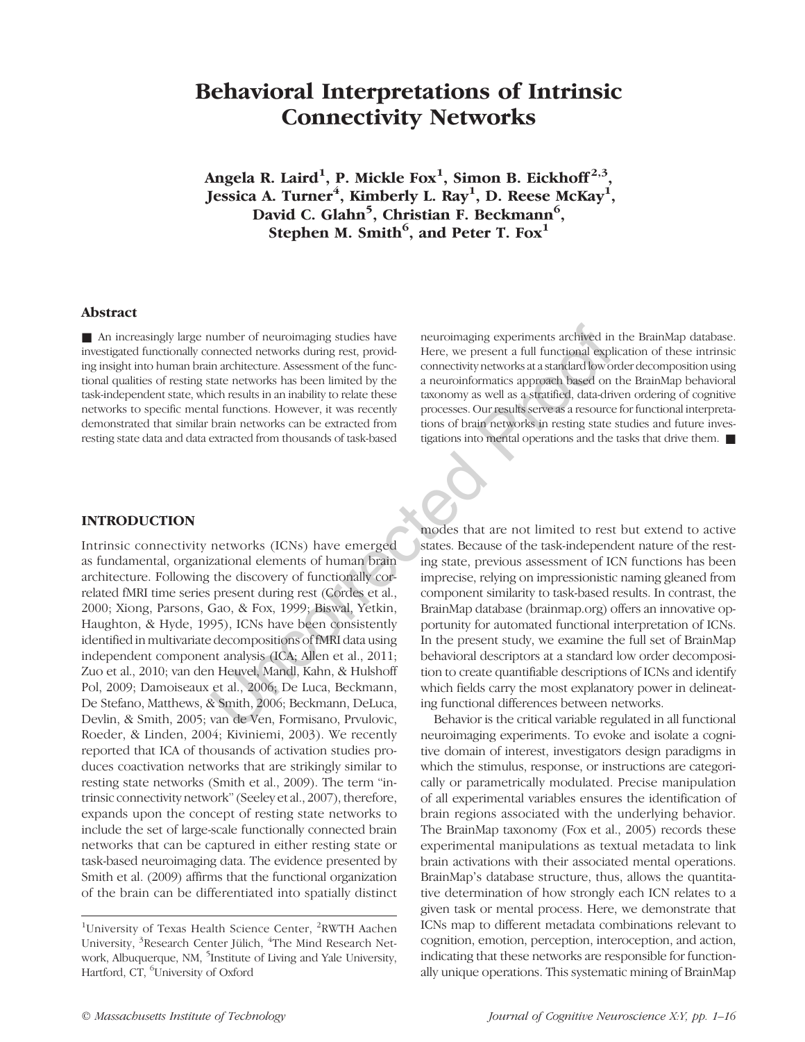# Behavioral Interpretations of Intrinsic Connectivity Networks

**Angela R. Laird[1], P. Mickle Fox[1], Simon B. Eickhoff[2,3], Jessica A. Turner[4], Kimberly L. Ray[1], D. Reese McKay[1], David C. Glahn[5], Christian F. Beckmann[6], Stephen M. Smith[6], and Peter T. Fox[1]**

## Abstract

■ An increasingly large number of neuroimaging studies have investigated functionally connected networks during rest, providing insight into human brain architecture. Assessment of the functional qualities of resting state networks has been limited by the task-independent state, which results in an inability to relate these networks to specific mental functions. However, it was recently demonstrated that similar brain networks can be extracted from resting state data and data extracted from thousands of task-based neuroimaging experiments archived in the BrainMap database. Here, we present a full functional explication of these intrinsic connectivity networks at a standard low order decomposition using a neuroinformatics approach based on the BrainMap behavioral taxonomy as well as a stratified, data-driven ordering of cognitive processes. Our results serve as a resource for functional interpretations of brain networks in resting state studies and future investigations into mental operations and the tasks that drive them. ■

## INTRODUCTION

Intrinsic connectivity networks (ICNs) have emerged as fundamental, organizational elements of human brain architecture. Following the discovery of functionally correlated fMRI time series present during rest (Cordes et al., 2000; Xiong, Parsons, Gao, & Fox, 1999; Biswal, Yetkin, Haughton, & Hyde, 1995), ICNs have been consistently identified in multivariate decompositions of fMRI data using independent component analysis (ICA; Allen et al., 2011; Zuo et al., 2010; van den Heuvel, Mandl, Kahn, & Hulshoff Pol, 2009; Damoiseaux et al., 2006; De Luca, Beckmann, De Stefano, Matthews, & Smith, 2006; Beckmann, DeLuca, Devlin, & Smith, 2005; van de Ven, Formisano, Prvulovic, Roeder, & Linden, 2004; Kiviniemi, 2003). We recently reported that ICA of thousands of activation studies produces coactivation networks that are strikingly similar to resting state networks (Smith et al., 2009). The term "intrinsic connectivity network" (Seeley et al., 2007), therefore, expands upon the concept of resting state networks to include the set of large-scale functionally connected brain networks that can be captured in either resting state or task-based neuroimaging data. The evidence presented by Smith et al. (2009) affirms that the functional organization of the brain can be differentiated into spatially distinct modes that are not limited to rest but extend to active states. Because of the task-independent nature of the resting state, previous assessment of ICN functions has been imprecise, relying on impressionistic naming gleaned from component similarity to task-based results. In contrast, the BrainMap database (brainmap.org) offers an innovative opportunity for automated functional interpretation of ICNs. In the present study, we examine the full set of BrainMap behavioral descriptors at a standard low order decomposition to create quantifiable descriptions of ICNs and identify which fields carry the most explanatory power in delineating functional differences between networks.

Behavior is the critical variable regulated in all functional neuroimaging experiments. To evoke and isolate a cognitive domain of interest, investigators design paradigms in which the stimulus, response, or instructions are categorically or parametrically modulated. Precise manipulation of all experimental variables ensures the identification of brain regions associated with the underlying behavior. The BrainMap taxonomy (Fox et al., 2005) records these experimental manipulations as textual metadata to link brain activations with their associated mental operations. BrainMap's database structure, thus, allows the quantitative determination of how strongly each ICN relates to a given task or mental process. Here, we demonstrate that ICNs map to different metadata combinations relevant to cognition, emotion, perception, interoception, and action, indicating that these networks are responsible for functionally unique operations. This systematic mining of BrainMap

[1]University of Texas Health Science Center, [2]RWTH Aachen University, [3]Research Center Jülich, [4]The Mind Research Network, Albuquerque, NM, [5]Institute of Living and Yale University, Hartford, CT, [6]University of Oxford

© Massachusetts Institute of Technology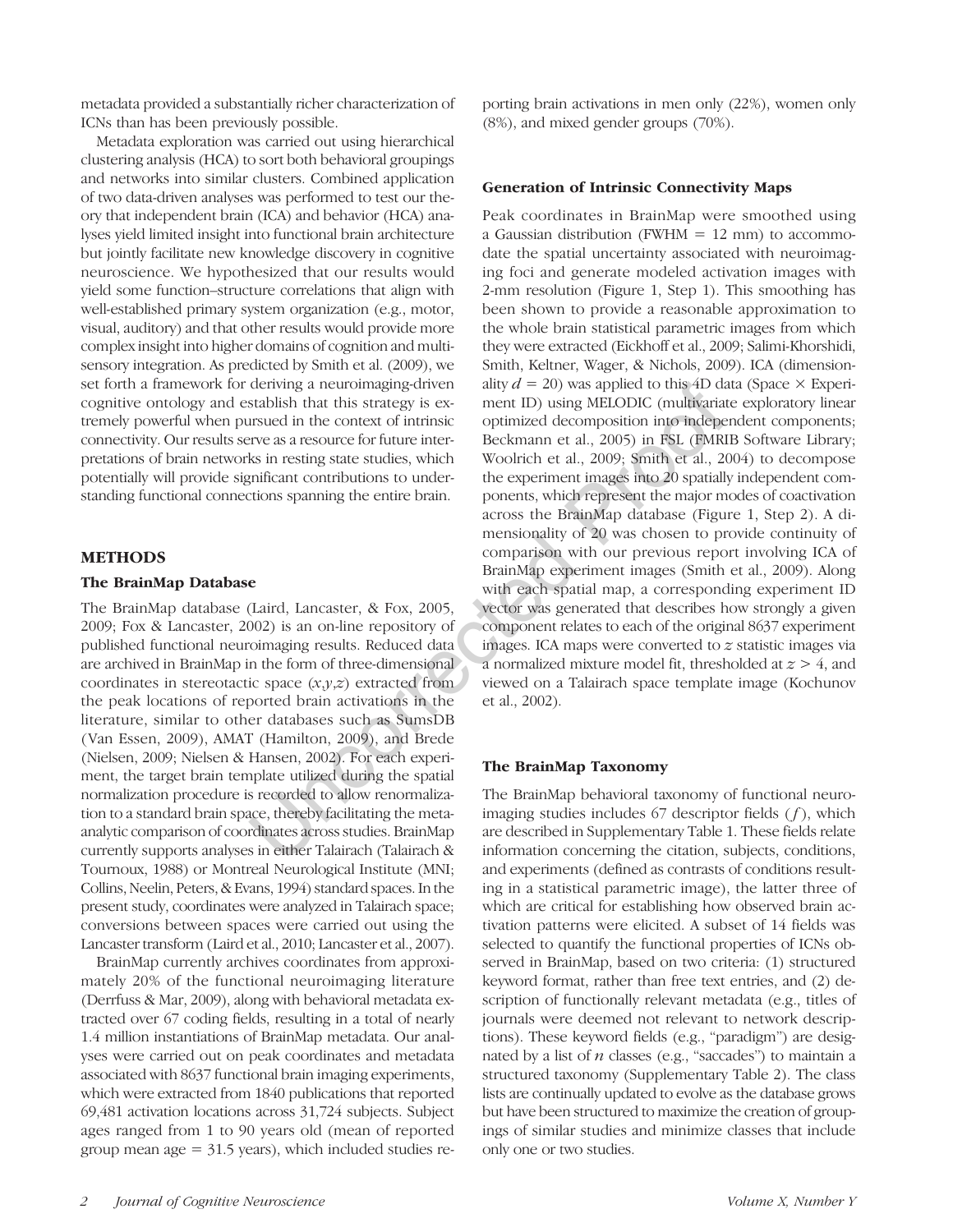metadata provided a substantially richer characterization of ICNs than has been previously possible.

Metadata exploration was carried out using hierarchical clustering analysis (HCA) to sort both behavioral groupings and networks into similar clusters. Combined application of two data-driven analyses was performed to test our theory that independent brain (ICA) and behavior (HCA) analyses yield limited insight into functional brain architecture but jointly facilitate new knowledge discovery in cognitive neuroscience. We hypothesized that our results would yield some function–structure correlations that align with well-established primary system organization (e.g., motor, visual, auditory) and that other results would provide more complex insight into higher domains of cognition and multisensory integration. As predicted by Smith et al. (2009), we set forth a framework for deriving a neuroimaging-driven cognitive ontology and establish that this strategy is extremely powerful when pursued in the context of intrinsic connectivity. Our results serve as a resource for future interpretations of brain networks in resting state studies, which potentially will provide significant contributions to understanding functional connections spanning the entire brain.

## METHODS

### The BrainMap Database

The BrainMap database (Laird, Lancaster, & Fox, 2005, 2009; Fox & Lancaster, 2002) is an on-line repository of published functional neuroimaging results. Reduced data are archived in BrainMap in the form of three-dimensional coordinates in stereotactic space (*x*,*y*,*z*) extracted from the peak locations of reported brain activations in the literature, similar to other databases such as SumsDB (Van Essen, 2009), AMAT (Hamilton, 2009), and Brede (Nielsen, 2009; Nielsen & Hansen, 2002). For each experiment, the target brain template utilized during the spatial normalization procedure is recorded to allow renormalization to a standard brain space, thereby facilitating the meta-analytic comparison of coordinates across studies. BrainMap currently supports analyses in either Talairach (Talairach & Tournoux, 1988) or Montreal Neurological Institute (MNI; Collins, Neelin, Peters, & Evans, 1994) standard spaces. In the present study, coordinates were analyzed in Talairach space; conversions between spaces were carried out using the Lancaster transform (Laird et al., 2010; Lancaster et al., 2007).

BrainMap currently archives coordinates from approximately 20% of the functional neuroimaging literature (Derrfuss & Mar, 2009), along with behavioral metadata extracted over 67 coding fields, resulting in a total of nearly 1.4 million instantiations of BrainMap metadata. Our analyses were carried out on peak coordinates and metadata associated with 8637 functional brain imaging experiments, which were extracted from 1840 publications that reported 69,481 activation locations across 31,724 subjects. Subject ages ranged from 1 to 90 years old (mean of reported group mean age = 31.5 years), which included studies reporting brain activations in men only (22%), women only (8%), and mixed gender groups (70%).

### Generation of Intrinsic Connectivity Maps

Peak coordinates in BrainMap were smoothed using a Gaussian distribution (FWHM = 12 mm) to accommodate the spatial uncertainty associated with neuroimaging foci and generate modeled activation images with 2-mm resolution (Figure 1, Step 1). This smoothing has been shown to provide a reasonable approximation to the whole brain statistical parametric images from which they were extracted (Eickhoff et al., 2009; Salimi-Khorshidi, Smith, Keltner, Wager, & Nichols, 2009). ICA (dimensionality $d = 20$) was applied to this 4D data (Space × Experiment ID) using MELODIC (multivariate exploratory linear optimized decomposition into independent components; Beckmann et al., 2005) in FSL (FMRIB Software Library; Woolrich et al., 2009; Smith et al., 2004) to decompose the experiment images into 20 spatially independent components, which represent the major modes of coactivation across the BrainMap database (Figure 1, Step 2). A dimensionality of 20 was chosen to provide continuity of comparison with our previous report involving ICA of BrainMap experiment images (Smith et al., 2009). Along with each spatial map, a corresponding experiment ID vector was generated that describes how strongly a given component relates to each of the original 8637 experiment images. ICA maps were converted to $z$ statistic images via a normalized mixture model fit, thresholded at $z > 4$, and viewed on a Talairach space template image (Kochunov et al., 2002).

### The BrainMap Taxonomy

The BrainMap behavioral taxonomy of functional neuroimaging studies includes 67 descriptor fields ($f$), which are described in Supplementary Table 1. These fields relate information concerning the citation, subjects, conditions, and experiments (defined as contrasts of conditions resulting in a statistical parametric image), the latter three of which are critical for establishing how observed brain activation patterns were elicited. A subset of 14 fields was selected to quantify the functional properties of ICNs observed in BrainMap, based on two criteria: (1) structured keyword format, rather than free text entries, and (2) description of functionally relevant metadata (e.g., titles of journals were deemed not relevant to network descriptions). These keyword fields (e.g., "paradigm") are designated by a list of $n$ classes (e.g., "saccades") to maintain a structured taxonomy (Supplementary Table 2). The class lists are continually updated to evolve as the database grows but have been structured to maximize the creation of groupings of similar studies and minimize classes that include only one or two studies.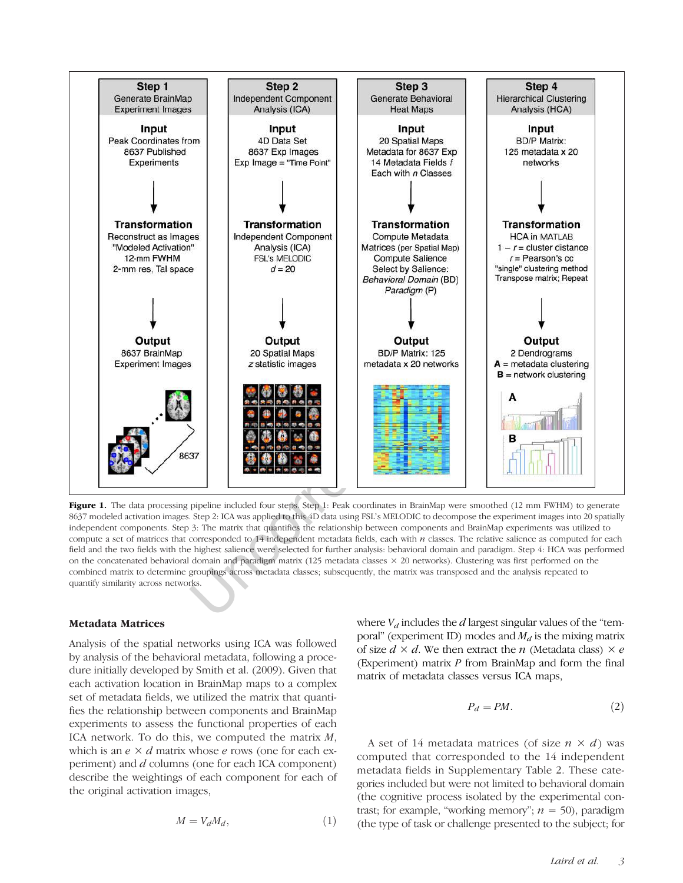**Figure 1.** The data processing pipeline included four steps. Step 1: Peak coordinates in BrainMap were smoothed (12 mm FWHM) to generate 8637 modeled activation images. Step 2: ICA was applied to this 4D data using FSL's MELODIC to decompose the experiment images into 20 spatially independent components. Step 3: The matrix that quantifies the relationship between components and BrainMap experiments was utilized to compute a set of matrices that corresponded to 14 independent metadata fields, each with $n$ classes. The relative salience as computed for each field and the two fields with the highest salience were selected for further analysis: behavioral domain and paradigm. Step 4: HCA was performed on the concatenated behavioral domain and paradigm matrix (125 metadata classes × 20 networks). Clustering was first performed on the combined matrix to determine groupings across metadata classes; subsequently, the matrix was transposed and the analysis repeated to quantify similarity across networks.

### Metadata Matrices

Analysis of the spatial networks using ICA was followed by analysis of the behavioral metadata, following a procedure initially developed by Smith et al. (2009). Given that each activation location in BrainMap maps to a complex set of metadata fields, we utilized the matrix that quantifies the relationship between components and BrainMap experiments to assess the functional properties of each ICA network. To do this, we computed the matrix $M$, which is an $e \times d$ matrix whose $e$ rows (one for each experiment) and $d$ columns (one for each ICA component) describe the weightings of each component for each of the original activation images,

$$M = V_d M_d, \tag{1}$$

where $V_d$ includes the $d$ largest singular values of the "temporal" (experiment ID) modes and $M_d$ is the mixing matrix of size $d \times d$. We then extract the $n$ (Metadata class) $\times$ $e$ (Experiment) matrix $P$ from BrainMap and form the final matrix of metadata classes versus ICA maps,

$$P_d = PM. \tag{2}$$

A set of 14 metadata matrices (of size $n \times d$) was computed that corresponded to the 14 independent metadata fields in Supplementary Table 2. These categories included but were not limited to behavioral domain (the cognitive process isolated by the experimental contrast; for example, "working memory"; $n = 50$), paradigm (the type of task or challenge presented to the subject; for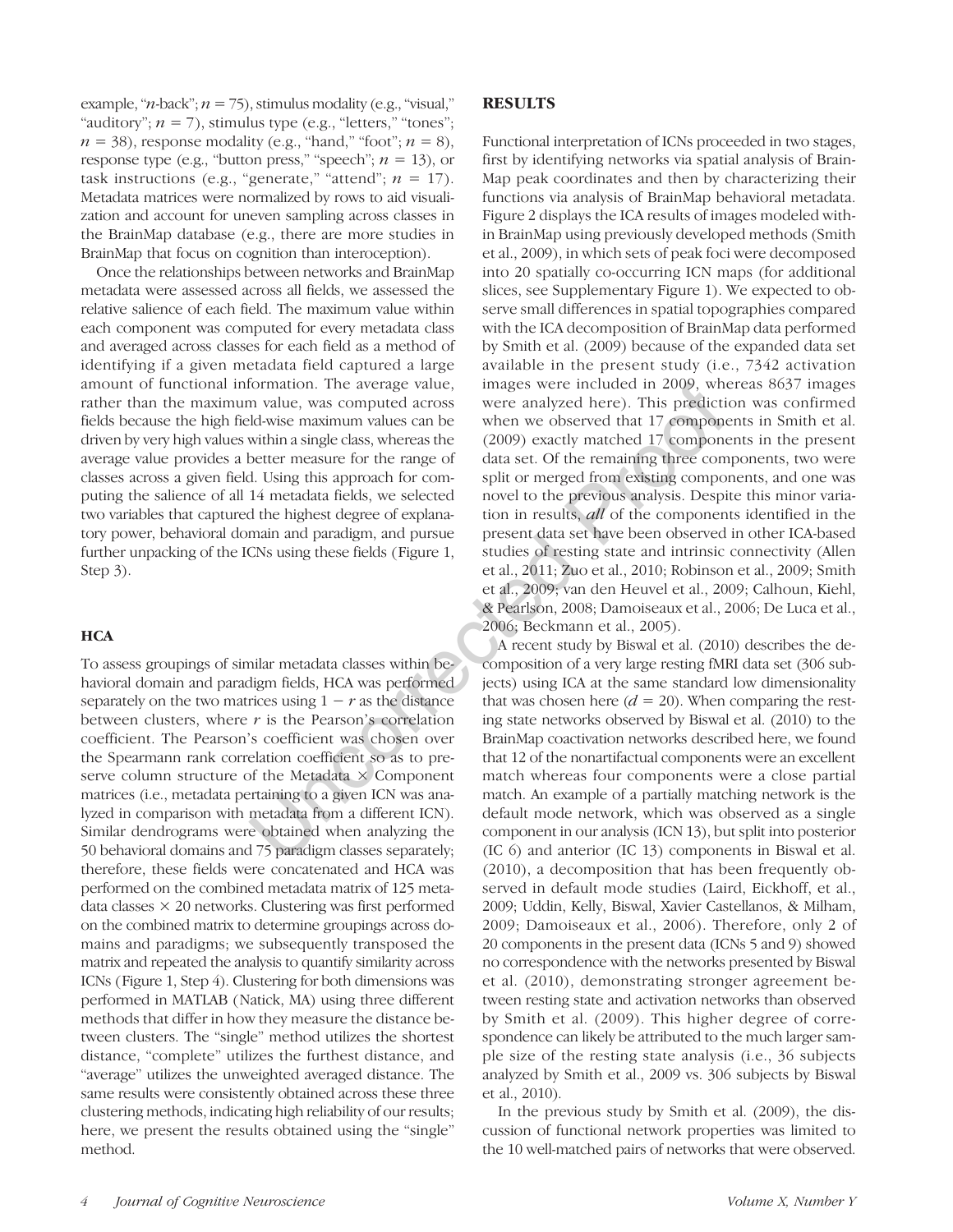example, "*n*-back"; $n = 75$), stimulus modality (e.g., "visual," "auditory"; $n = 7$), stimulus type (e.g., "letters," "tones"; $n = 38$), response modality (e.g., "hand," "foot"; $n = 8$), response type (e.g., "button press," "speech"; $n = 13$), or task instructions (e.g., "generate," "attend"; $n = 17$). Metadata matrices were normalized by rows to aid visualization and account for uneven sampling across classes in the BrainMap database (e.g., there are more studies in BrainMap that focus on cognition than interoception).

Once the relationships between networks and BrainMap metadata were assessed across all fields, we assessed the relative salience of each field. The maximum value within each component was computed for every metadata class and averaged across classes for each field as a method of identifying if a given metadata field captured a large amount of functional information. The average value, rather than the maximum value, was computed across fields because the high field-wise maximum values can be driven by very high values within a single class, whereas the average value provides a better measure for the range of classes across a given field. Using this approach for computing the salience of all 14 metadata fields, we selected two variables that captured the highest degree of explanatory power, behavioral domain and paradigm, and pursue further unpacking of the ICNs using these fields (Figure 1, Step 3).

## HCA

To assess groupings of similar metadata classes within behavioral domain and paradigm fields, HCA was performed separately on the two matrices using $1 - r$ as the distance between clusters, where $r$ is the Pearson's correlation coefficient. The Pearson's coefficient was chosen over the Spearmann rank correlation coefficient so as to preserve column structure of the Metadata × Component matrices (i.e., metadata pertaining to a given ICN was analyzed in comparison with metadata from a different ICN). Similar dendrograms were obtained when analyzing the 50 behavioral domains and 75 paradigm classes separately; therefore, these fields were concatenated and HCA was performed on the combined metadata matrix of 125 metadata classes × 20 networks. Clustering was first performed on the combined matrix to determine groupings across domains and paradigms; we subsequently transposed the matrix and repeated the analysis to quantify similarity across ICNs (Figure 1, Step 4). Clustering for both dimensions was performed in MATLAB (Natick, MA) using three different methods that differ in how they measure the distance between clusters. The "single" method utilizes the shortest distance, "complete" utilizes the furthest distance, and "average" utilizes the unweighted averaged distance. The same results were consistently obtained across these three clustering methods, indicating high reliability of our results; here, we present the results obtained using the "single" method.

## RESULTS

Functional interpretation of ICNs proceeded in two stages, first by identifying networks via spatial analysis of BrainMap peak coordinates and then by characterizing their functions via analysis of BrainMap behavioral metadata. Figure 2 displays the ICA results of images modeled within BrainMap using previously developed methods (Smith et al., 2009), in which sets of peak foci were decomposed into 20 spatially co-occurring ICN maps (for additional slices, see Supplementary Figure 1). We expected to observe small differences in spatial topographies compared with the ICA decomposition of BrainMap data performed by Smith et al. (2009) because of the expanded data set available in the present study (i.e., 7342 activation images were included in 2009, whereas 8637 images were analyzed here). This prediction was confirmed when we observed that 17 components in Smith et al. (2009) exactly matched 17 components in the present data set. Of the remaining three components, two were split or merged from existing components, and one was novel to the previous analysis. Despite this minor variation in results, ***all*** of the components identified in the present data set have been observed in other ICA-based studies of resting state and intrinsic connectivity (Allen et al., 2011; Zuo et al., 2010; Robinson et al., 2009; Smith et al., 2009; van den Heuvel et al., 2009; Calhoun, Kiehl, & Pearlson, 2008; Damoiseaux et al., 2006; De Luca et al., 2006; Beckmann et al., 2005).

A recent study by Biswal et al. (2010) describes the decomposition of a very large resting fMRI data set (306 subjects) using ICA at the same standard low dimensionality that was chosen here ($d = 20$). When comparing the resting state networks observed by Biswal et al. (2010) to the BrainMap coactivation networks described here, we found that 12 of the nonartifactual components were an excellent match whereas four components were a close partial match. An example of a partially matching network is the default mode network, which was observed as a single component in our analysis (ICN 13), but split into posterior (IC 6) and anterior (IC 13) components in Biswal et al. (2010), a decomposition that has been frequently observed in default mode studies (Laird, Eickhoff, et al., 2009; Uddin, Kelly, Biswal, Xavier Castellanos, & Milham, 2009; Damoiseaux et al., 2006). Therefore, only 2 of 20 components in the present data (ICNs 5 and 9) showed no correspondence with the networks presented by Biswal et al. (2010), demonstrating stronger agreement between resting state and activation networks than observed by Smith et al. (2009). This higher degree of correspondence can likely be attributed to the much larger sample size of the resting state analysis (i.e., 36 subjects analyzed by Smith et al., 2009 vs. 306 subjects by Biswal et al., 2010).

In the previous study by Smith et al. (2009), the discussion of functional network properties was limited to the 10 well-matched pairs of networks that were observed.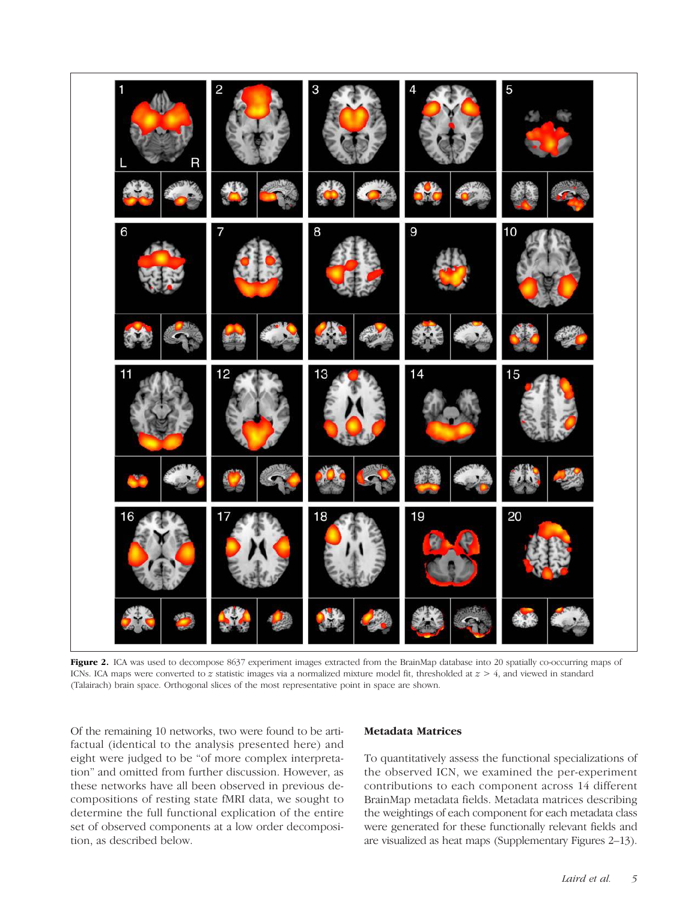**Figure 2.** ICA was used to decompose 8637 experiment images extracted from the BrainMap database into 20 spatially co-occurring maps of ICNs. ICA maps were converted to $z$ statistic images via a normalized mixture model fit, thresholded at $z > 4$, and viewed in standard (Talairach) brain space. Orthogonal slices of the most representative point in space are shown.

Of the remaining 10 networks, two were found to be artifactual (identical to the analysis presented here) and eight were judged to be "of more complex interpretation" and omitted from further discussion. However, as these networks have all been observed in previous decompositions of resting state fMRI data, we sought to determine the full functional explication of the entire set of observed components at a low order decomposition, as described below.

### Metadata Matrices

To quantitatively assess the functional specializations of the observed ICN, we examined the per-experiment contributions to each component across 14 different BrainMap metadata fields. Metadata matrices describing the weightings of each component for each metadata class were generated for these functionally relevant fields and are visualized as heat maps (Supplementary Figures 2–13).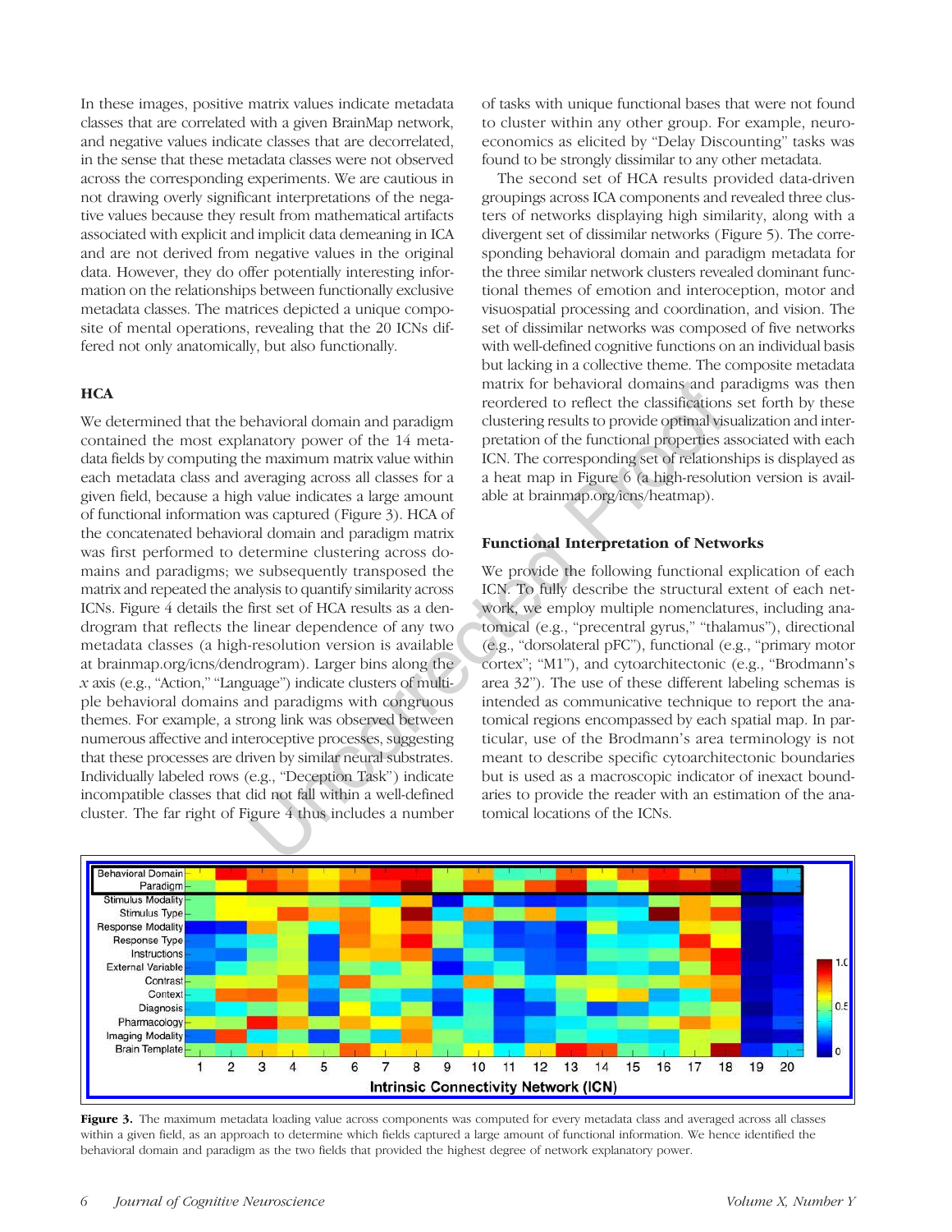In these images, positive matrix values indicate metadata classes that are correlated with a given BrainMap network, and negative values indicate classes that are decorrelated, in the sense that these metadata classes were not observed across the corresponding experiments. We are cautious in not drawing overly significant interpretations of the negative values because they result from mathematical artifacts associated with explicit and implicit data demeaning in ICA and are not derived from negative values in the original data. However, they do offer potentially interesting information on the relationships between functionally exclusive metadata classes. The matrices depicted a unique composite of mental operations, revealing that the 20 ICNs differed not only anatomically, but also functionally.

### HCA

We determined that the behavioral domain and paradigm contained the most explanatory power of the 14 metadata fields by computing the maximum matrix value within each metadata class and averaging across all classes for a given field, because a high value indicates a large amount of functional information was captured (Figure 3). HCA of the concatenated behavioral domain and paradigm matrix was first performed to determine clustering across domains and paradigms; we subsequently transposed the matrix and repeated the analysis to quantify similarity across ICNs. Figure 4 details the first set of HCA results as a dendrogram that reflects the linear dependence of any two metadata classes (a high-resolution version is available at brainmap.org/icns/dendrogram). Larger bins along the *x* axis (e.g., "Action," "Language") indicate clusters of multiple behavioral domains and paradigms with congruous themes. For example, a strong link was observed between numerous affective and interoceptive processes, suggesting that these processes are driven by similar neural substrates. Individually labeled rows (e.g., "Deception Task") indicate incompatible classes that did not fall within a well-defined cluster. The far right of Figure 4 thus includes a number of tasks with unique functional bases that were not found to cluster within any other group. For example, neuroeconomics as elicited by "Delay Discounting" tasks was found to be strongly dissimilar to any other metadata.

The second set of HCA results provided data-driven groupings across ICA components and revealed three clusters of networks displaying high similarity, along with a divergent set of dissimilar networks (Figure 5). The corresponding behavioral domain and paradigm metadata for the three similar network clusters revealed dominant functional themes of emotion and interoception, motor and visuospatial processing and coordination, and vision. The set of dissimilar networks was composed of five networks with well-defined cognitive functions on an individual basis but lacking in a collective theme. The composite metadata matrix for behavioral domains and paradigms was then reordered to reflect the classifications set forth by these clustering results to provide optimal visualization and interpretation of the functional properties associated with each ICN. The corresponding set of relationships is displayed as a heat map in Figure 6 (a high-resolution version is available at brainmap.org/icns/heatmap).

### Functional Interpretation of Networks

We provide the following functional explication of each ICN. To fully describe the structural extent of each network, we employ multiple nomenclatures, including anatomical (e.g., "precentral gyrus," "thalamus"), directional (e.g., "dorsolateral pFC"), functional (e.g., "primary motor cortex"; "M1"), and cytoarchitectonic (e.g., "Brodmann's area 32"). The use of these different labeling schemas is intended as communicative technique to report the anatomical regions encompassed by each spatial map. In particular, use of the Brodmann's area terminology is not meant to describe specific cytoarchitectonic boundaries but is used as a macroscopic indicator of inexact boundaries to provide the reader with an estimation of the anatomical locations of the ICNs.

Behavioral Domain
Paradigm
Stimulus Modality
Stimulus Type
Response Modality
Response Type
Instructions
External Variable
Contrast
Context
Diagnosis
Pharmacology
Imaging Modality
Brain Template
1 2 3 4 5 6 7 8 9 10 11 12 13 14 15 16 17 18 19 20
Intrinsic Connectivity Network (ICN)
1.0
0.5
0

**Figure 3.** The maximum metadata loading value across components was computed for every metadata class and averaged across all classes within a given field, as an approach to determine which fields captured a large amount of functional information. We hence identified the behavioral domain and paradigm as the two fields that provided the highest degree of network explanatory power.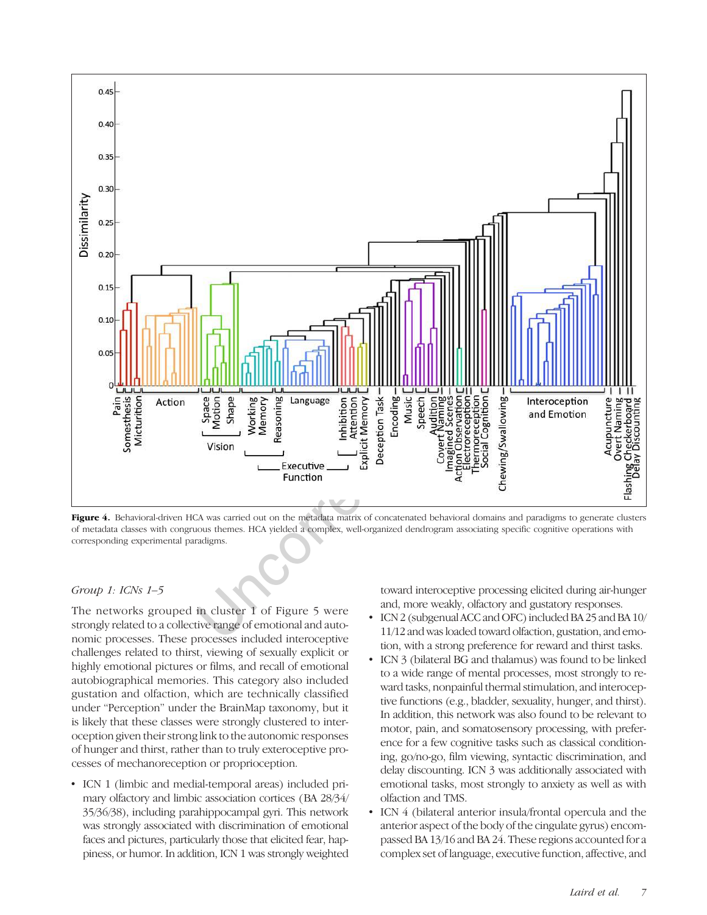**Figure 4.** Behavioral-driven HCA was carried out on the metadata matrix of concatenated behavioral domains and paradigms to generate clusters of metadata classes with congruous themes. HCA yielded a complex, well-organized dendrogram associating specific cognitive operations with corresponding experimental paradigms.

*Group 1: ICNs 1–5*

The networks grouped in cluster 1 of Figure 5 were strongly related to a collective range of emotional and autonomic processes. These processes included interoceptive challenges related to thirst, viewing of sexually explicit or highly emotional pictures or films, and recall of emotional autobiographical memories. This category also included gustation and olfaction, which are technically classified under "Perception" under the BrainMap taxonomy, but it is likely that these classes were strongly clustered to interoception given their strong link to the autonomic responses of hunger and thirst, rather than to truly exteroceptive processes of mechanoreception or proprioception.

- ICN 1 (limbic and medial-temporal areas) included primary olfactory and limbic association cortices (BA 28/34/35/36/38), including parahippocampal gyri. This network was strongly associated with discrimination of emotional faces and pictures, particularly those that elicited fear, happiness, or humor. In addition, ICN 1 was strongly weighted toward interoceptive processing elicited during air-hunger and, more weakly, olfactory and gustatory responses.
- ICN 2 (subgenual ACC and OFC) included BA 25 and BA 10/11/12 and was loaded toward olfaction, gustation, and emotion, with a strong preference for reward and thirst tasks.
- ICN 3 (bilateral BG and thalamus) was found to be linked to a wide range of mental processes, most strongly to reward tasks, nonpainful thermal stimulation, and interoceptive functions (e.g., bladder, sexuality, hunger, and thirst). In addition, this network was also found to be relevant to motor, pain, and somatosensory processing, with preference for a few cognitive tasks such as classical conditioning, go/no-go, film viewing, syntactic discrimination, and delay discounting. ICN 3 was additionally associated with emotional tasks, most strongly to anxiety as well as with olfaction and TMS.
- ICN 4 (bilateral anterior insula/frontal opercula and the anterior aspect of the body of the cingulate gyrus) encompassed BA 13/16 and BA 24. These regions accounted for a complex set of language, executive function, affective, and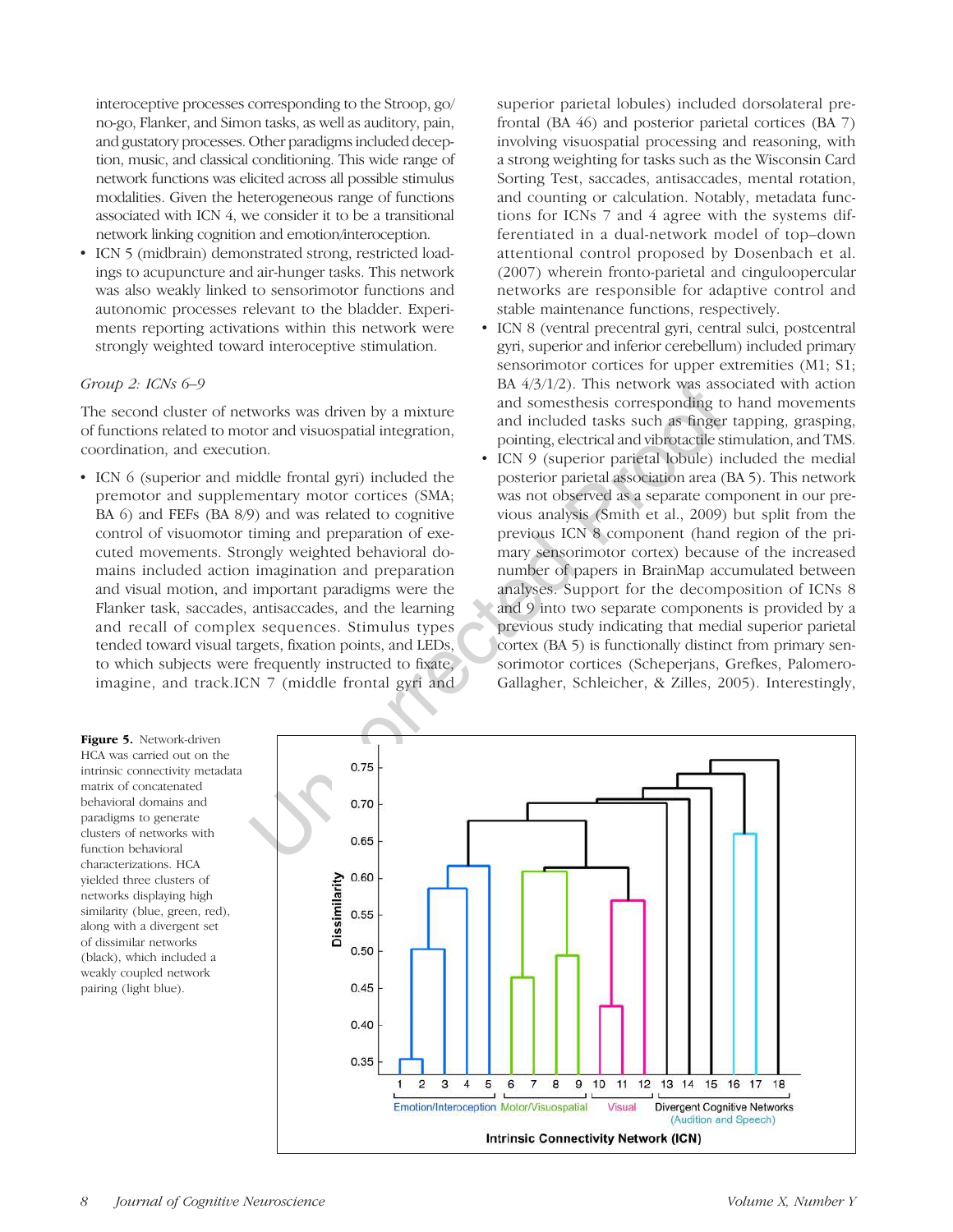interoceptive processes corresponding to the Stroop, go/no-go, Flanker, and Simon tasks, as well as auditory, pain, and gustatory processes. Other paradigms included deception, music, and classical conditioning. This wide range of network functions was elicited across all possible stimulus modalities. Given the heterogeneous range of functions associated with ICN 4, we consider it to be a transitional network linking cognition and emotion/interoception.

- ICN 5 (midbrain) demonstrated strong, restricted loadings to acupuncture and air-hunger tasks. This network was also weakly linked to sensorimotor functions and autonomic processes relevant to the bladder. Experiments reporting activations within this network were strongly weighted toward interoceptive stimulation.

### *Group 2: ICNs 6–9*

The second cluster of networks was driven by a mixture of functions related to motor and visuospatial integration, coordination, and execution.

- ICN 6 (superior and middle frontal gyri) included the premotor and supplementary motor cortices (SMA; BA 6) and FEFs (BA 8/9) and was related to cognitive control of visuomotor timing and preparation of executed movements. Strongly weighted behavioral domains included action imagination and preparation and visual motion, and important paradigms were the Flanker task, saccades, antisaccades, and the learning and recall of complex sequences. Stimulus types tended toward visual targets, fixation points, and LEDs, to which subjects were frequently instructed to fixate, imagine, and track. ICN 7 (middle frontal gyri and superior parietal lobules) included dorsolateral prefrontal (BA 46) and posterior parietal cortices (BA 7) involving visuospatial processing and reasoning, with a strong weighting for tasks such as the Wisconsin Card Sorting Test, saccades, antisaccades, mental rotation, and counting or calculation. Notably, metadata functions for ICNs 7 and 4 agree with the systems differentiated in a dual-network model of top–down attentional control proposed by Dosenbach et al. (2007) wherein fronto-parietal and cinguloopercular networks are responsible for adaptive control and stable maintenance functions, respectively.
- ICN 8 (ventral precentral gyri, central sulci, postcentral gyri, superior and inferior cerebellum) included primary sensorimotor cortices for upper extremities (M1; S1; BA 4/3/1/2). This network was associated with action and somesthesis corresponding to hand movements and included tasks such as finger tapping, grasping, pointing, electrical and vibrotactile stimulation, and TMS.
- ICN 9 (superior parietal lobule) included the medial posterior parietal association area (BA 5). This network was not observed as a separate component in our previous analysis (Smith et al., 2009) but split from the previous ICN 8 component (hand region of the primary sensorimotor cortex) because of the increased number of papers in BrainMap accumulated between analyses. Support for the decomposition of ICNs 8 and 9 into two separate components is provided by a previous study indicating that medial superior parietal cortex (BA 5) is functionally distinct from primary sensorimotor cortices (Scheperjans, Grefkes, Palomero-Gallagher, Schleicher, & Zilles, 2005). Interestingly,

**Figure 5.** Network-driven HCA was carried out on the intrinsic connectivity metadata matrix of concatenated behavioral domains and paradigms to generate clusters of networks with function behavioral characterizations. HCA yielded three clusters of networks displaying high similarity (blue, green, red), along with a divergent set of dissimilar networks (black), which included a weakly coupled network pairing (light blue).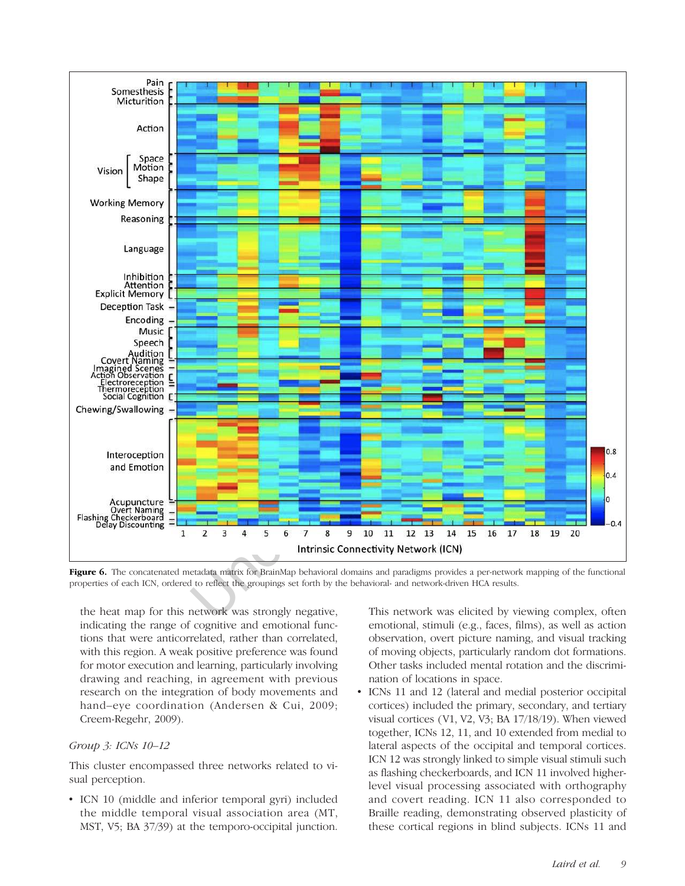**Figure 6.** The concatenated metadata matrix for BrainMap behavioral domains and paradigms provides a per-network mapping of the functional properties of each ICN, ordered to reflect the groupings set forth by the behavioral- and network-driven HCA results.

the heat map for this network was strongly negative, indicating the range of cognitive and emotional functions that were anticorrelated, rather than correlated, with this region. A weak positive preference was found for motor execution and learning, particularly involving drawing and reaching, in agreement with previous research on the integration of body movements and hand–eye coordination (Andersen & Cui, 2009; Creem-Regehr, 2009).

### *Group 3: ICNs 10–12*

This cluster encompassed three networks related to visual perception.

- ICN 10 (middle and inferior temporal gyri) included the middle temporal visual association area (MT, MST, V5; BA 37/39) at the temporo-occipital junction. This network was elicited by viewing complex, often emotional, stimuli (e.g., faces, films), as well as action observation, overt picture naming, and visual tracking of moving objects, particularly random dot formations. Other tasks included mental rotation and the discrimination of locations in space.
- ICNs 11 and 12 (lateral and medial posterior occipital cortices) included the primary, secondary, and tertiary visual cortices (V1, V2, V3; BA 17/18/19). When viewed together, ICNs 12, 11, and 10 extended from medial to lateral aspects of the occipital and temporal cortices. ICN 12 was strongly linked to simple visual stimuli such as flashing checkerboards, and ICN 11 involved higher-level visual processing associated with orthography and covert reading. ICN 11 also corresponded to Braille reading, demonstrating observed plasticity of these cortical regions in blind subjects. ICNs 11 and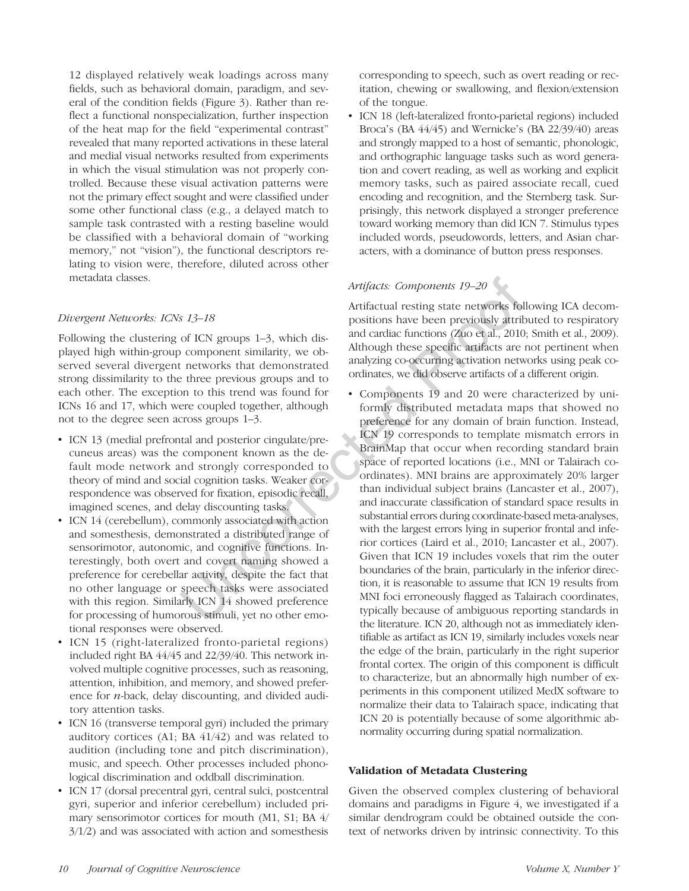12 displayed relatively weak loadings across many fields, such as behavioral domain, paradigm, and several of the condition fields (Figure 3). Rather than reflect a functional nonspecialization, further inspection of the heat map for the field "experimental contrast" revealed that many reported activations in these lateral and medial visual networks resulted from experiments in which the visual stimulation was not properly controlled. Because these visual activation patterns were not the primary effect sought and were classified under some other functional class (e.g., a delayed match to sample task contrasted with a resting baseline would be classified with a behavioral domain of "working memory," not "vision"), the functional descriptors relating to vision were, therefore, diluted across other metadata classes.

*Divergent Networks: ICNs 13–18*

Following the clustering of ICN groups 1–3, which displayed high within-group component similarity, we observed several divergent networks that demonstrated strong dissimilarity to the three previous groups and to each other. The exception to this trend was found for ICNs 16 and 17, which were coupled together, although not to the degree seen across groups 1–3.

- ICN 13 (medial prefrontal and posterior cingulate/precuneus areas) was the component known as the default mode network and strongly corresponded to theory of mind and social cognition tasks. Weaker correspondence was observed for fixation, episodic recall, imagined scenes, and delay discounting tasks.
- ICN 14 (cerebellum), commonly associated with action and somesthesis, demonstrated a distributed range of sensorimotor, autonomic, and cognitive functions. Interestingly, both overt and covert naming showed a preference for cerebellar activity, despite the fact that no other language or speech tasks were associated with this region. Similarly ICN 14 showed preference for processing of humorous stimuli, yet no other emotional responses were observed.
- ICN 15 (right-lateralized fronto-parietal regions) included right BA 44/45 and 22/39/40. This network involved multiple cognitive processes, such as reasoning, attention, inhibition, and memory, and showed preference for *n*-back, delay discounting, and divided auditory attention tasks.
- ICN 16 (transverse temporal gyri) included the primary auditory cortices (A1; BA 41/42) and was related to audition (including tone and pitch discrimination), music, and speech. Other processes included phonological discrimination and oddball discrimination.
- ICN 17 (dorsal precentral gyri, central sulci, postcentral gyri, superior and inferior cerebellum) included primary sensorimotor cortices for mouth (M1, S1; BA 4/3/1/2) and was associated with action and somesthesis corresponding to speech, such as overt reading or recitation, chewing or swallowing, and flexion/extension of the tongue.
- ICN 18 (left-lateralized fronto-parietal regions) included Broca's (BA 44/45) and Wernicke's (BA 22/39/40) areas and strongly mapped to a host of semantic, phonologic, and orthographic language tasks such as word generation and covert reading, as well as working and explicit memory tasks, such as paired associate recall, cued encoding and recognition, and the Sternberg task. Surprisingly, this network displayed a stronger preference toward working memory than did ICN 7. Stimulus types included words, pseudowords, letters, and Asian characters, with a dominance of button press responses.

*Artifacts: Components 19–20*

Artifactual resting state networks following ICA decompositions have been previously attributed to respiratory and cardiac functions (Zuo et al., 2010; Smith et al., 2009). Although these specific artifacts are not pertinent when analyzing co-occurring activation networks using peak coordinates, we did observe artifacts of a different origin.

- Components 19 and 20 were characterized by uniformly distributed metadata maps that showed no preference for any domain of brain function. Instead, ICN 19 corresponds to template mismatch errors in BrainMap that occur when recording standard brain space of reported locations (i.e., MNI or Talairach coordinates). MNI brains are approximately 20% larger than individual subject brains (Lancaster et al., 2007), and inaccurate classification of standard space results in substantial errors during coordinate-based meta-analyses, with the largest errors lying in superior frontal and inferior cortices (Laird et al., 2010; Lancaster et al., 2007). Given that ICN 19 includes voxels that rim the outer boundaries of the brain, particularly in the inferior direction, it is reasonable to assume that ICN 19 results from MNI foci erroneously flagged as Talairach coordinates, typically because of ambiguous reporting standards in the literature. ICN 20, although not as immediately identifiable as artifact as ICN 19, similarly includes voxels near the edge of the brain, particularly in the right superior frontal cortex. The origin of this component is difficult to characterize, but an abnormally high number of experiments in this component utilized MedX software to normalize their data to Talairach space, indicating that ICN 20 is potentially because of some algorithmic abnormality occurring during spatial normalization.

**Validation of Metadata Clustering**

Given the observed complex clustering of behavioral domains and paradigms in Figure 4, we investigated if a similar dendrogram could be obtained outside the context of networks driven by intrinsic connectivity. To this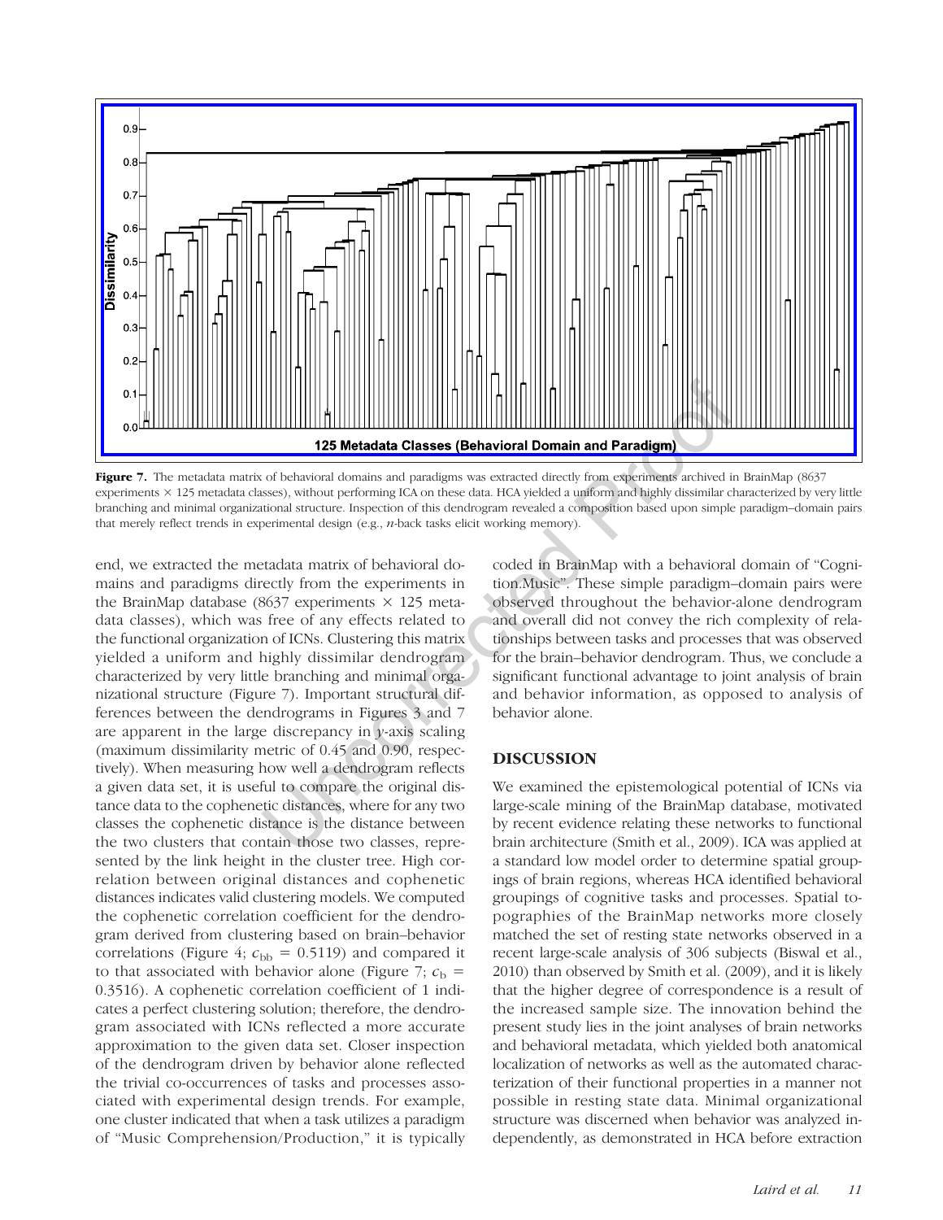Figure 7. The metadata matrix of behavioral domains and paradigms was extracted directly from experiments archived in BrainMap (8637 experiments × 125 metadata classes), without performing ICA on these data. HCA yielded a uniform and highly dissimilar characterized by very little branching and minimal organizational structure. Inspection of this dendrogram revealed a composition based upon simple paradigm–domain pairs that merely reflect trends in experimental design (e.g., *n*-back tasks elicit working memory).

end, we extracted the metadata matrix of behavioral domains and paradigms directly from the experiments in the BrainMap database (8637 experiments × 125 metadata classes), which was free of any effects related to the functional organization of ICNs. Clustering this matrix yielded a uniform and highly dissimilar dendrogram characterized by very little branching and minimal organizational structure (Figure 7). Important structural differences between the dendrograms in Figures 3 and 7 are apparent in the large discrepancy in *y*-axis scaling (maximum dissimilarity metric of 0.45 and 0.90, respectively). When measuring how well a dendrogram reflects a given data set, it is useful to compare the original distance data to the cophenetic distances, where for any two classes the cophenetic distance is the distance between the two clusters that contain those two classes, represented by the link height in the cluster tree. High correlation between original distances and cophenetic distances indicates valid clustering models. We computed the cophenetic correlation coefficient for the dendrogram derived from clustering based on brain–behavior correlations (Figure 4; $c_{\mathrm{bb}} = 0.5119$) and compared it to that associated with behavior alone (Figure 7; $c_{\mathrm{b}} = 0.3516$). A cophenetic correlation coefficient of 1 indicates a perfect clustering solution; therefore, the dendrogram associated with ICNs reflected a more accurate approximation to the given data set. Closer inspection of the dendrogram driven by behavior alone reflected the trivial co-occurrences of tasks and processes associated with experimental design trends. For example, one cluster indicated that when a task utilizes a paradigm of "Music Comprehension/Production," it is typically coded in BrainMap with a behavioral domain of "Cognition.Music". These simple paradigm–domain pairs were observed throughout the behavior-alone dendrogram and overall did not convey the rich complexity of relationships between tasks and processes that was observed for the brain–behavior dendrogram. Thus, we conclude a significant functional advantage to joint analysis of brain and behavior information, as opposed to analysis of behavior alone.

## DISCUSSION

We examined the epistemological potential of ICNs via large-scale mining of the BrainMap database, motivated by recent evidence relating these networks to functional brain architecture (Smith et al., 2009). ICA was applied at a standard low model order to determine spatial groupings of brain regions, whereas HCA identified behavioral groupings of cognitive tasks and processes. Spatial topographies of the BrainMap networks more closely matched the set of resting state networks observed in a recent large-scale analysis of 306 subjects (Biswal et al., 2010) than observed by Smith et al. (2009), and it is likely that the higher degree of correspondence is a result of the increased sample size. The innovation behind the present study lies in the joint analyses of brain networks and behavioral metadata, which yielded both anatomical localization of networks as well as the automated characterization of their functional properties in a manner not possible in resting state data. Minimal organizational structure was discerned when behavior was analyzed independently, as demonstrated in HCA before extraction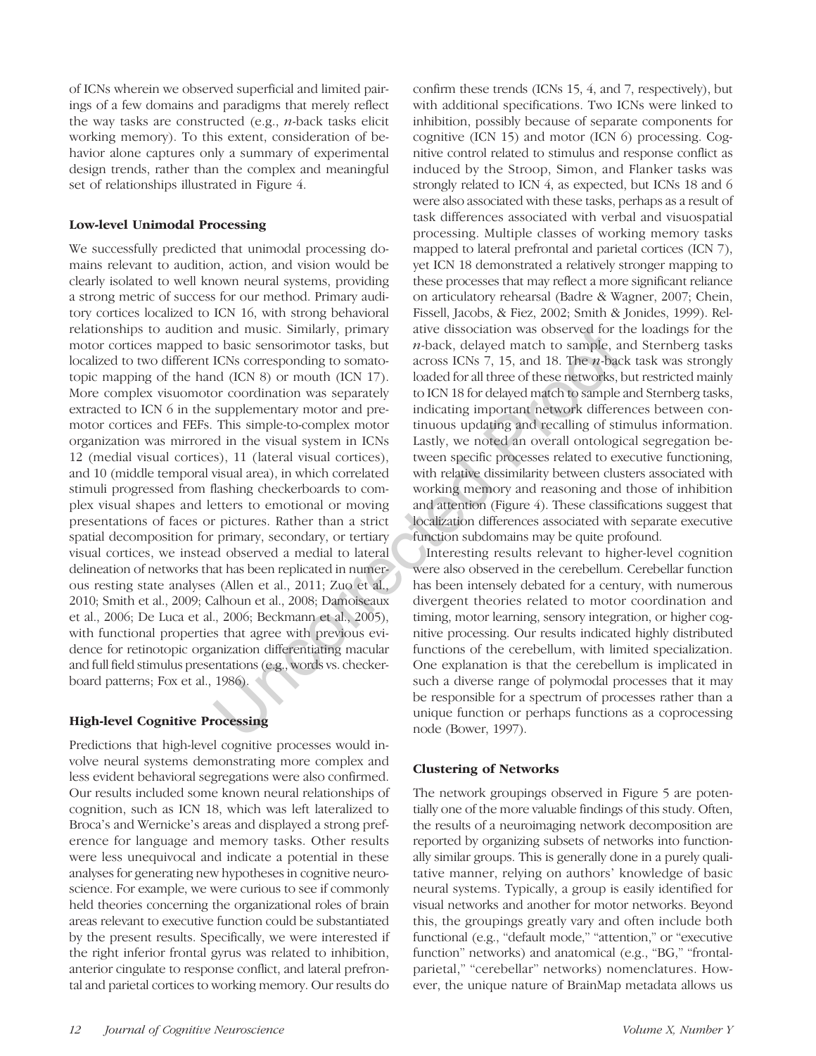of ICNs wherein we observed superficial and limited pairings of a few domains and paradigms that merely reflect the way tasks are constructed (e.g., *n*-back tasks elicit working memory). To this extent, consideration of behavior alone captures only a summary of experimental design trends, rather than the complex and meaningful set of relationships illustrated in Figure 4.

### Low-level Unimodal Processing

We successfully predicted that unimodal processing domains relevant to audition, action, and vision would be clearly isolated to well known neural systems, providing a strong metric of success for our method. Primary auditory cortices localized to ICN 16, with strong behavioral relationships to audition and music. Similarly, primary motor cortices mapped to basic sensorimotor tasks, but localized to two different ICNs corresponding to somatotopic mapping of the hand (ICN 8) or mouth (ICN 17). More complex visuomotor coordination was separately extracted to ICN 6 in the supplementary motor and premotor cortices and FEFs. This simple-to-complex motor organization was mirrored in the visual system in ICNs 12 (medial visual cortices), 11 (lateral visual cortices), and 10 (middle temporal visual area), in which correlated stimuli progressed from flashing checkerboards to complex visual shapes and letters to emotional or moving presentations of faces or pictures. Rather than a strict spatial decomposition for primary, secondary, or tertiary visual cortices, we instead observed a medial to lateral delineation of networks that has been replicated in numerous resting state analyses (Allen et al., 2011; Zuo et al., 2010; Smith et al., 2009; Calhoun et al., 2008; Damoiseaux et al., 2006; De Luca et al., 2006; Beckmann et al., 2005), with functional properties that agree with previous evidence for retinotopic organization differentiating macular and full field stimulus presentations (e.g., words vs. checkerboard patterns; Fox et al., 1986).

### High-level Cognitive Processing

Predictions that high-level cognitive processes would involve neural systems demonstrating more complex and less evident behavioral segregations were also confirmed. Our results included some known neural relationships of cognition, such as ICN 18, which was left lateralized to Broca's and Wernicke's areas and displayed a strong preference for language and memory tasks. Other results were less unequivocal and indicate a potential in these analyses for generating new hypotheses in cognitive neuroscience. For example, we were curious to see if commonly held theories concerning the organizational roles of brain areas relevant to executive function could be substantiated by the present results. Specifically, we were interested if the right inferior frontal gyrus was related to inhibition, anterior cingulate to response conflict, and lateral prefrontal and parietal cortices to working memory. Our results do confirm these trends (ICNs 15, 4, and 7, respectively), but with additional specifications. Two ICNs were linked to inhibition, possibly because of separate components for cognitive (ICN 15) and motor (ICN 6) processing. Cognitive control related to stimulus and response conflict as induced by the Stroop, Simon, and Flanker tasks was strongly related to ICN 4, as expected, but ICNs 18 and 6 were also associated with these tasks, perhaps as a result of task differences associated with verbal and visuospatial processing. Multiple classes of working memory tasks mapped to lateral prefrontal and parietal cortices (ICN 7), yet ICN 18 demonstrated a relatively stronger mapping to these processes that may reflect a more significant reliance on articulatory rehearsal (Badre & Wagner, 2007; Chein, Fissell, Jacobs, & Fiez, 2002; Smith & Jonides, 1999). Relative dissociation was observed for the loadings for the *n*-back, delayed match to sample, and Sternberg tasks across ICNs 7, 15, and 18. The *n*-back task was strongly loaded for all three of these networks, but restricted mainly to ICN 18 for delayed match to sample and Sternberg tasks, indicating important network differences between continuous updating and recalling of stimulus information. Lastly, we noted an overall ontological segregation between specific processes related to executive functioning, with relative dissimilarity between clusters associated with working memory and reasoning and those of inhibition and attention (Figure 4). These classifications suggest that localization differences associated with separate executive function subdomains may be quite profound.

Interesting results relevant to higher-level cognition were also observed in the cerebellum. Cerebellar function has been intensely debated for a century, with numerous divergent theories related to motor coordination and timing, motor learning, sensory integration, or higher cognitive processing. Our results indicated highly distributed functions of the cerebellum, with limited specialization. One explanation is that the cerebellum is implicated in such a diverse range of polymodal processes that it may be responsible for a spectrum of processes rather than a unique function or perhaps functions as a coprocessing node (Bower, 1997).

### Clustering of Networks

The network groupings observed in Figure 5 are potentially one of the more valuable findings of this study. Often, the results of a neuroimaging network decomposition are reported by organizing subsets of networks into functionally similar groups. This is generally done in a purely qualitative manner, relying on authors' knowledge of basic neural systems. Typically, a group is easily identified for visual networks and another for motor networks. Beyond this, the groupings greatly vary and often include both functional (e.g., "default mode," "attention," or "executive function" networks) and anatomical (e.g., "BG," "frontal-parietal," "cerebellar" networks) nomenclatures. However, the unique nature of BrainMap metadata allows us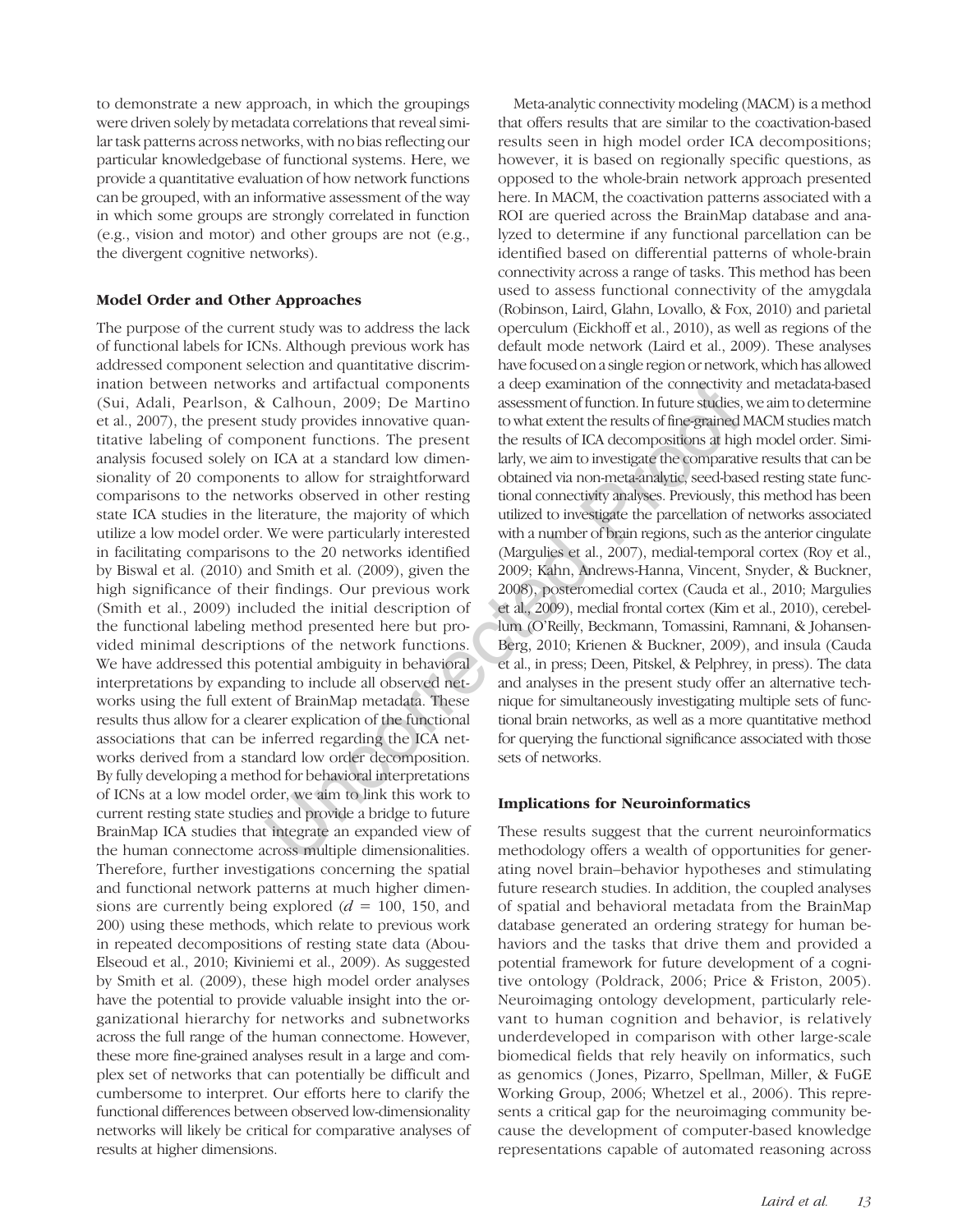to demonstrate a new approach, in which the groupings were driven solely by metadata correlations that reveal similar task patterns across networks, with no bias reflecting our particular knowledgebase of functional systems. Here, we provide a quantitative evaluation of how network functions can be grouped, with an informative assessment of the way in which some groups are strongly correlated in function (e.g., vision and motor) and other groups are not (e.g., the divergent cognitive networks).

### Model Order and Other Approaches

The purpose of the current study was to address the lack of functional labels for ICNs. Although previous work has addressed component selection and quantitative discrimination between networks and artifactual components (Sui, Adali, Pearlson, & Calhoun, 2009; De Martino et al., 2007), the present study provides innovative quantitative labeling of component functions. The present analysis focused solely on ICA at a standard low dimensionality of 20 components to allow for straightforward comparisons to the networks observed in other resting state ICA studies in the literature, the majority of which utilize a low model order. We were particularly interested in facilitating comparisons to the 20 networks identified by Biswal et al. (2010) and Smith et al. (2009), given the high significance of their findings. Our previous work (Smith et al., 2009) included the initial description of the functional labeling method presented here but provided minimal descriptions of the network functions. We have addressed this potential ambiguity in behavioral interpretations by expanding to include all observed networks using the full extent of BrainMap metadata. These results thus allow for a clearer explication of the functional associations that can be inferred regarding the ICA networks derived from a standard low order decomposition. By fully developing a method for behavioral interpretations of ICNs at a low model order, we aim to link this work to current resting state studies and provide a bridge to future BrainMap ICA studies that integrate an expanded view of the human connectome across multiple dimensionalities. Therefore, further investigations concerning the spatial and functional network patterns at much higher dimensions are currently being explored ($d$ = 100, 150, and 200) using these methods, which relate to previous work in repeated decompositions of resting state data (Abou-Elseoud et al., 2010; Kiviniemi et al., 2009). As suggested by Smith et al. (2009), these high model order analyses have the potential to provide valuable insight into the organizational hierarchy for networks and subnetworks across the full range of the human connectome. However, these more fine-grained analyses result in a large and complex set of networks that can potentially be difficult and cumbersome to interpret. Our efforts here to clarify the functional differences between observed low-dimensionality networks will likely be critical for comparative analyses of results at higher dimensions.

Meta-analytic connectivity modeling (MACM) is a method that offers results that are similar to the coactivation-based results seen in high model order ICA decompositions; however, it is based on regionally specific questions, as opposed to the whole-brain network approach presented here. In MACM, the coactivation patterns associated with a ROI are queried across the BrainMap database and analyzed to determine if any functional parcellation can be identified based on differential patterns of whole-brain connectivity across a range of tasks. This method has been used to assess functional connectivity of the amygdala (Robinson, Laird, Glahn, Lovallo, & Fox, 2010) and parietal operculum (Eickhoff et al., 2010), as well as regions of the default mode network (Laird et al., 2009). These analyses have focused on a single region or network, which has allowed a deep examination of the connectivity and metadata-based assessment of function. In future studies, we aim to determine to what extent the results of fine-grained MACM studies match the results of ICA decompositions at high model order. Similarly, we aim to investigate the comparative results that can be obtained via non-meta-analytic, seed-based resting state functional connectivity analyses. Previously, this method has been utilized to investigate the parcellation of networks associated with a number of brain regions, such as the anterior cingulate (Margulies et al., 2007), medial-temporal cortex (Roy et al., 2009; Kahn, Andrews-Hanna, Vincent, Snyder, & Buckner, 2008), posteromedial cortex (Cauda et al., 2010; Margulies et al., 2009), medial frontal cortex (Kim et al., 2010), cerebellum (O'Reilly, Beckmann, Tomassini, Ramnani, & Johansen-Berg, 2010; Krienen & Buckner, 2009), and insula (Cauda et al., in press; Deen, Pitskel, & Pelphrey, in press). The data and analyses in the present study offer an alternative technique for simultaneously investigating multiple sets of functional brain networks, as well as a more quantitative method for querying the functional significance associated with those sets of networks.

### Implications for Neuroinformatics

These results suggest that the current neuroinformatics methodology offers a wealth of opportunities for generating novel brain–behavior hypotheses and stimulating future research studies. In addition, the coupled analyses of spatial and behavioral metadata from the BrainMap database generated an ordering strategy for human behaviors and the tasks that drive them and provided a potential framework for future development of a cognitive ontology (Poldrack, 2006; Price & Friston, 2005). Neuroimaging ontology development, particularly relevant to human cognition and behavior, is relatively underdeveloped in comparison with other large-scale biomedical fields that rely heavily on informatics, such as genomics (Jones, Pizarro, Spellman, Miller, & FuGE Working Group, 2006; Whetzel et al., 2006). This represents a critical gap for the neuroimaging community because the development of computer-based knowledge representations capable of automated reasoning across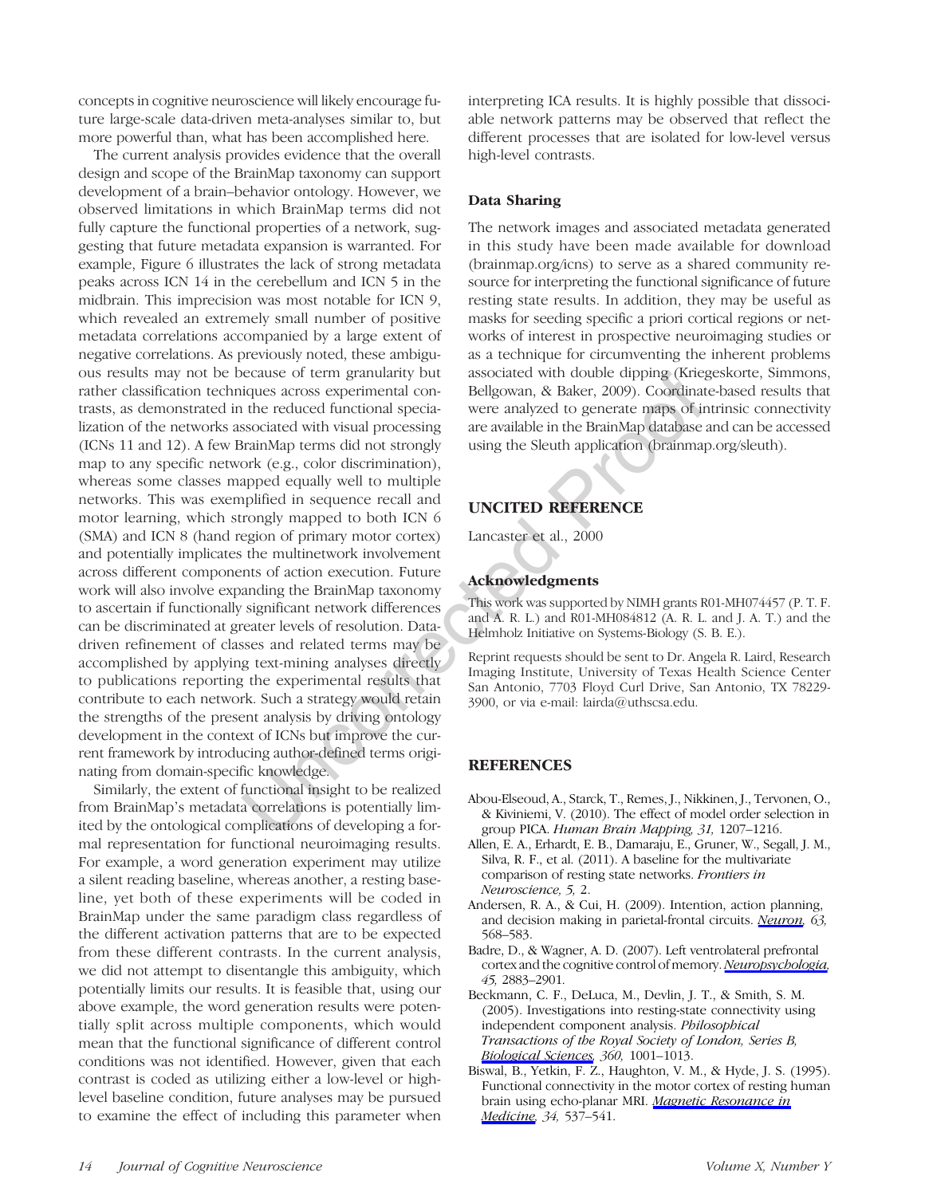concepts in cognitive neuroscience will likely encourage future large-scale data-driven meta-analyses similar to, but more powerful than, what has been accomplished here.

The current analysis provides evidence that the overall design and scope of the BrainMap taxonomy can support development of a brain–behavior ontology. However, we observed limitations in which BrainMap terms did not fully capture the functional properties of a network, suggesting that future metadata expansion is warranted. For example, Figure 6 illustrates the lack of strong metadata peaks across ICN 14 in the cerebellum and ICN 5 in the midbrain. This imprecision was most notable for ICN 9, which revealed an extremely small number of positive metadata correlations accompanied by a large extent of negative correlations. As previously noted, these ambiguous results may not be because of term granularity but rather classification techniques across experimental contrasts, as demonstrated in the reduced functional specialization of the networks associated with visual processing (ICNs 11 and 12). A few BrainMap terms did not strongly map to any specific network (e.g., color discrimination), whereas some classes mapped equally well to multiple networks. This was exemplified in sequence recall and motor learning, which strongly mapped to both ICN 6 (SMA) and ICN 8 (hand region of primary motor cortex) and potentially implicates the multinetwork involvement across different components of action execution. Future work will also involve expanding the BrainMap taxonomy to ascertain if functionally significant network differences can be discriminated at greater levels of resolution. Data-driven refinement of classes and related terms may be accomplished by applying text-mining analyses directly to publications reporting the experimental results that contribute to each network. Such a strategy would retain the strengths of the present analysis by driving ontology development in the context of ICNs but improve the current framework by introducing author-defined terms originating from domain-specific knowledge.

Similarly, the extent of functional insight to be realized from BrainMap's metadata correlations is potentially limited by the ontological complications of developing a formal representation for functional neuroimaging results. For example, a word generation experiment may utilize a silent reading baseline, whereas another, a resting baseline, yet both of these experiments will be coded in BrainMap under the same paradigm class regardless of the different activation patterns that are to be expected from these different contrasts. In the current analysis, we did not attempt to disentangle this ambiguity, which potentially limits our results. It is feasible that, using our above example, the word generation results were potentially split across multiple components, which would mean that the functional significance of different control conditions was not identified. However, given that each contrast is coded as utilizing either a low-level or high-level baseline condition, future analyses may be pursued to examine the effect of including this parameter when interpreting ICA results. It is highly possible that dissociable network patterns may be observed that reflect the different processes that are isolated for low-level versus high-level contrasts.

### Data Sharing

The network images and associated metadata generated in this study have been made available for download (brainmap.org/icns) to serve as a shared community resource for interpreting the functional significance of future resting state results. In addition, they may be useful as masks for seeding specific a priori cortical regions or networks of interest in prospective neuroimaging studies or as a technique for circumventing the inherent problems associated with double dipping (Kriegeskorte, Simmons, Bellgowan, & Baker, 2009). Coordinate-based results that were analyzed to generate maps of intrinsic connectivity are available in the BrainMap database and can be accessed using the Sleuth application (brainmap.org/sleuth).

## UNCITED REFERENCE

Lancaster et al., 2000

### Acknowledgments

This work was supported by NIMH grants R01-MH074457 (P. T. F. and A. R. L.) and R01-MH084812 (A. R. L. and J. A. T.) and the Helmholz Initiative on Systems-Biology (S. B. E.).

Reprint requests should be sent to Dr. Angela R. Laird, Research Imaging Institute, University of Texas Health Science Center San Antonio, 7703 Floyd Curl Drive, San Antonio, TX 78229-3900, or via e-mail: lairda@uthscsa.edu.

## REFERENCES

Abou-Elseoud, A., Starck, T., Remes, J., Nikkinen, J., Tervonen, O., & Kiviniemi, V. (2010). The effect of model order selection in group PICA. *Human Brain Mapping, 31,* 1207–1216.

Allen, E. A., Erhardt, E. B., Damaraju, E., Gruner, W., Segall, J. M., Silva, R. F., et al. (2011). A baseline for the multivariate comparison of resting state networks. *Frontiers in Neuroscience, 5,* 2.

Andersen, R. A., & Cui, H. (2009). Intention, action planning, and decision making in parietal-frontal circuits. *Neuron, 63,* 568–583.

Badre, D., & Wagner, A. D. (2007). Left ventrolateral prefrontal cortex and the cognitive control of memory. *Neuropsychologia, 45,* 2883–2901.

Beckmann, C. F., DeLuca, M., Devlin, J. T., & Smith, S. M. (2005). Investigations into resting-state connectivity using independent component analysis. *Philosophical Transactions of the Royal Society of London, Series B, Biological Sciences, 360,* 1001–1013.

Biswal, B., Yetkin, F. Z., Haughton, V. M., & Hyde, J. S. (1995). Functional connectivity in the motor cortex of resting human brain using echo-planar MRI. *Magnetic Resonance in Medicine, 34,* 537–541.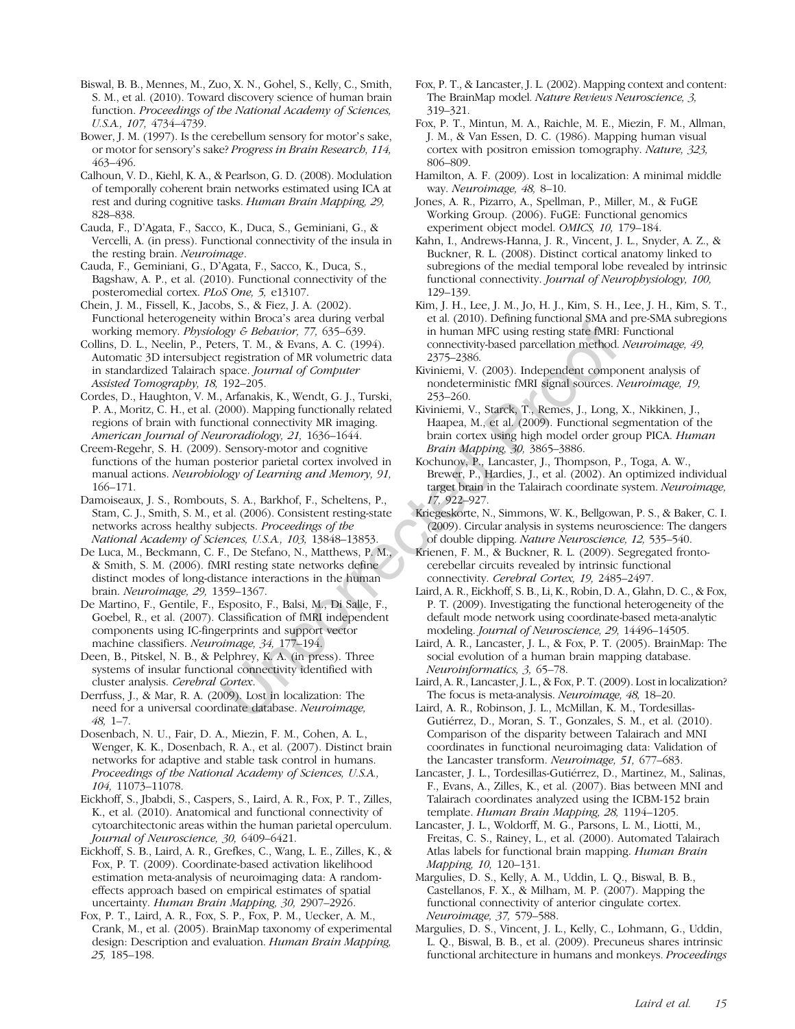Biswal, B. B., Mennes, M., Zuo, X. N., Gohel, S., Kelly, C., Smith, S. M., et al. (2010). Toward discovery science of human brain function. *Proceedings of the National Academy of Sciences, U.S.A., 107,* 4734–4739.

Bower, J. M. (1997). Is the cerebellum sensory for motor's sake, or motor for sensory's sake? *Progress in Brain Research, 114,* 463–496.

Calhoun, V. D., Kiehl, K. A., & Pearlson, G. D. (2008). Modulation of temporally coherent brain networks estimated using ICA at rest and during cognitive tasks. *Human Brain Mapping, 29,* 828–838.

Cauda, F., D'Agata, F., Sacco, K., Duca, S., Geminiani, G., & Vercelli, A. (in press). Functional connectivity of the insula in the resting brain. *Neuroimage*.

Cauda, F., Geminiani, G., D'Agata, F., Sacco, K., Duca, S., Bagshaw, A. P., et al. (2010). Functional connectivity of the posteromedial cortex. *PLoS One, 5,* e13107.

Chein, J. M., Fissell, K., Jacobs, S., & Fiez, J. A. (2002). Functional heterogeneity within Broca's area during verbal working memory. *Physiology & Behavior, 77,* 635–639.

Collins, D. L., Neelin, P., Peters, T. M., & Evans, A. C. (1994). Automatic 3D intersubject registration of MR volumetric data in standardized Talairach space. *Journal of Computer Assisted Tomography, 18,* 192–205.

Cordes, D., Haughton, V. M., Arfanakis, K., Wendt, G. J., Turski, P. A., Moritz, C. H., et al. (2000). Mapping functionally related regions of brain with functional connectivity MR imaging. *American Journal of Neuroradiology, 21,* 1636–1644.

Creem-Regehr, S. H. (2009). Sensory-motor and cognitive functions of the human posterior parietal cortex involved in manual actions. *Neurobiology of Learning and Memory, 91,* 166–171.

Damoiseaux, J. S., Rombouts, S. A., Barkhof, F., Scheltens, P., Stam, C. J., Smith, S. M., et al. (2006). Consistent resting-state networks across healthy subjects. *Proceedings of the National Academy of Sciences, U.S.A., 103,* 13848–13853.

De Luca, M., Beckmann, C. F., De Stefano, N., Matthews, P. M., & Smith, S. M. (2006). fMRI resting state networks define distinct modes of long-distance interactions in the human brain. *Neuroimage, 29,* 1359–1367.

De Martino, F., Gentile, F., Esposito, F., Balsi, M., Di Salle, F., Goebel, R., et al. (2007). Classification of fMRI independent components using IC-fingerprints and support vector machine classifiers. *Neuroimage, 34,* 177–194.

Deen, B., Pitskel, N. B., & Pelphrey, K. A. (in press). Three systems of insular functional connectivity identified with cluster analysis. *Cerebral Cortex*.

Derrfuss, J., & Mar, R. A. (2009). Lost in localization: The need for a universal coordinate database. *Neuroimage, 48,* 1–7.

Dosenbach, N. U., Fair, D. A., Miezin, F. M., Cohen, A. L., Wenger, K. K., Dosenbach, R. A., et al. (2007). Distinct brain networks for adaptive and stable task control in humans. *Proceedings of the National Academy of Sciences, U.S.A., 104,* 11073–11078.

Eickhoff, S., Jbabdi, S., Caspers, S., Laird, A. R., Fox, P. T., Zilles, K., et al. (2010). Anatomical and functional connectivity of cytoarchitectonic areas within the human parietal operculum. *Journal of Neuroscience, 30,* 6409–6421.

Eickhoff, S. B., Laird, A. R., Grefkes, C., Wang, L. E., Zilles, K., & Fox, P. T. (2009). Coordinate-based activation likelihood estimation meta-analysis of neuroimaging data: A random-effects approach based on empirical estimates of spatial uncertainty. *Human Brain Mapping, 30,* 2907–2926.

Fox, P. T., Laird, A. R., Fox, S. P., Fox, P. M., Uecker, A. M., Crank, M., et al. (2005). BrainMap taxonomy of experimental design: Description and evaluation. *Human Brain Mapping, 25,* 185–198.

Fox, P. T., & Lancaster, J. L. (2002). Mapping context and content: The BrainMap model. *Nature Reviews Neuroscience, 3,* 319–321.

Fox, P. T., Mintun, M. A., Raichle, M. E., Miezin, F. M., Allman, J. M., & Van Essen, D. C. (1986). Mapping human visual cortex with positron emission tomography. *Nature, 323,* 806–809.

Hamilton, A. F. (2009). Lost in localization: A minimal middle way. *Neuroimage, 48,* 8–10.

Jones, A. R., Pizarro, A., Spellman, P., Miller, M., & FuGE Working Group. (2006). FuGE: Functional genomics experiment object model. *OMICS, 10,* 179–184.

Kahn, I., Andrews-Hanna, J. R., Vincent, J. L., Snyder, A. Z., & Buckner, R. L. (2008). Distinct cortical anatomy linked to subregions of the medial temporal lobe revealed by intrinsic functional connectivity. *Journal of Neurophysiology, 100,* 129–139.

Kim, J. H., Lee, J. M., Jo, H. J., Kim, S. H., Lee, J. H., Kim, S. T., et al. (2010). Defining functional SMA and pre-SMA subregions in human MFC using resting state fMRI: Functional connectivity-based parcellation method. *Neuroimage, 49,* 2375–2386.

Kiviniemi, V. (2003). Independent component analysis of nondeterministic fMRI signal sources. *Neuroimage, 19,* 253–260.

Kiviniemi, V., Starck, T., Remes, J., Long, X., Nikkinen, J., Haapea, M., et al. (2009). Functional segmentation of the brain cortex using high model order group PICA. *Human Brain Mapping, 30,* 3865–3886.

Kochunov, P., Lancaster, J., Thompson, P., Toga, A. W., Brewer, P., Hardies, J., et al. (2002). An optimized individual target brain in the Talairach coordinate system. *Neuroimage, 17,* 922–927.

Kriegeskorte, N., Simmons, W. K., Bellgowan, P. S., & Baker, C. I. (2009). Circular analysis in systems neuroscience: The dangers of double dipping. *Nature Neuroscience, 12,* 535–540.

Krienen, F. M., & Buckner, R. L. (2009). Segregated fronto-cerebellar circuits revealed by intrinsic functional connectivity. *Cerebral Cortex, 19,* 2485–2497.

Laird, A. R., Eickhoff, S. B., Li, K., Robin, D. A., Glahn, D. C., & Fox, P. T. (2009). Investigating the functional heterogeneity of the default mode network using coordinate-based meta-analytic modeling. *Journal of Neuroscience, 29,* 14496–14505.

Laird, A. R., Lancaster, J. L., & Fox, P. T. (2005). BrainMap: The social evolution of a human brain mapping database. *Neuroinformatics, 3,* 65–78.

Laird, A. R., Lancaster, J. L., & Fox, P. T. (2009). Lost in localization? The focus is meta-analysis. *Neuroimage, 48,* 18–20.

Laird, A. R., Robinson, J. L., McMillan, K. M., Tordesillas-Gutiérrez, D., Moran, S. T., Gonzales, S. M., et al. (2010). Comparison of the disparity between Talairach and MNI coordinates in functional neuroimaging data: Validation of the Lancaster transform. *Neuroimage, 51,* 677–683.

Lancaster, J. L., Tordesillas-Gutiérrez, D., Martinez, M., Salinas, F., Evans, A., Zilles, K., et al. (2007). Bias between MNI and Talairach coordinates analyzed using the ICBM-152 brain template. *Human Brain Mapping, 28,* 1194–1205.

Lancaster, J. L., Woldorff, M. G., Parsons, L. M., Liotti, M., Freitas, C. S., Rainey, L., et al. (2000). Automated Talairach Atlas labels for functional brain mapping. *Human Brain Mapping, 10,* 120–131.

Margulies, D. S., Kelly, A. M., Uddin, L. Q., Biswal, B. B., Castellanos, F. X., & Milham, M. P. (2007). Mapping the functional connectivity of anterior cingulate cortex. *Neuroimage, 37,* 579–588.

Margulies, D. S., Vincent, J. L., Kelly, C., Lohmann, G., Uddin, L. Q., Biswal, B. B., et al. (2009). Precuneus shares intrinsic functional architecture in humans and monkeys. *Proceedings*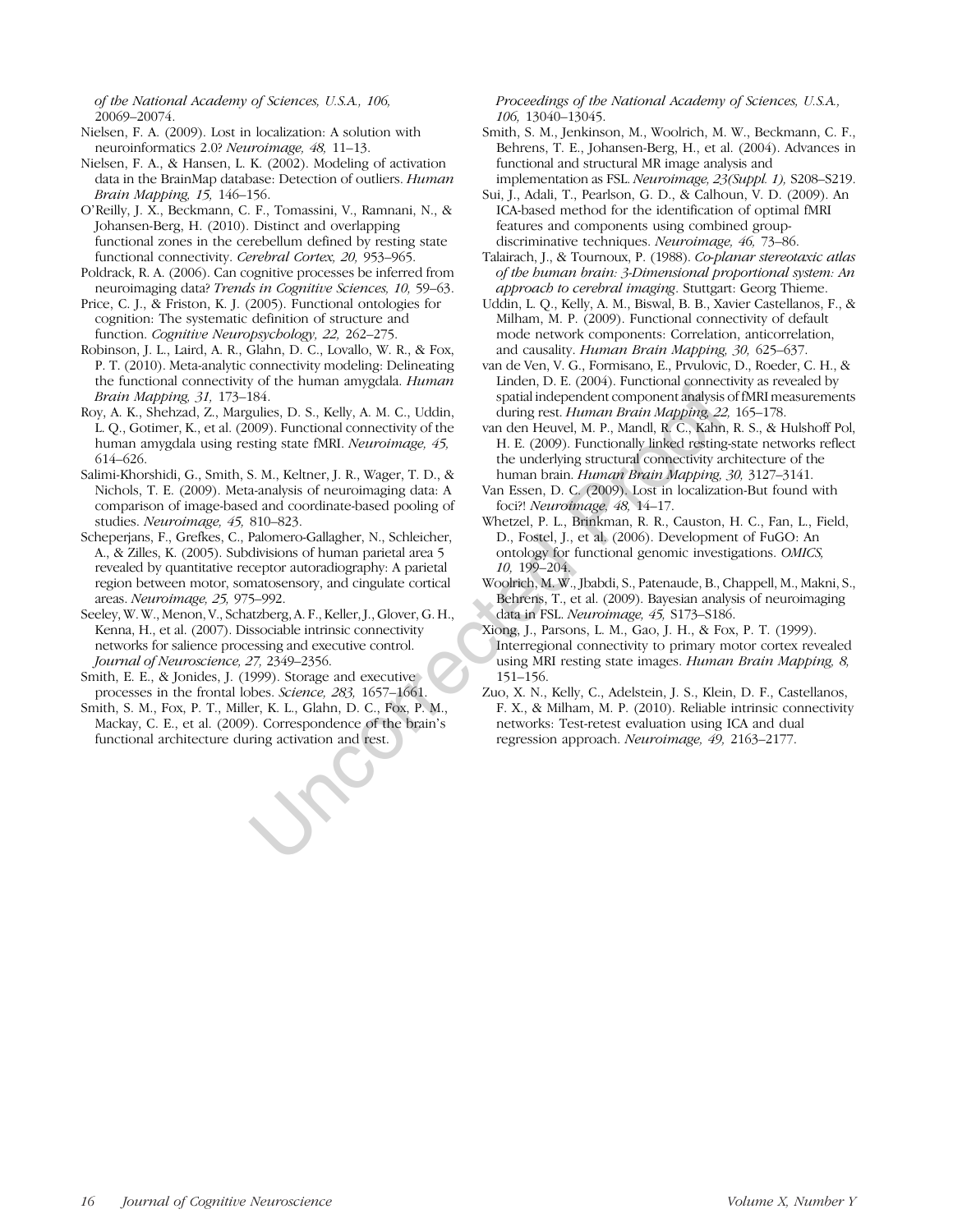*of the National Academy of Sciences, U.S.A., 106,* 20069–20074.

Nielsen, F. A. (2009). Lost in localization: A solution with neuroinformatics 2.0? *Neuroimage, 48,* 11–13.

Nielsen, F. A., & Hansen, L. K. (2002). Modeling of activation data in the BrainMap database: Detection of outliers. *Human Brain Mapping, 15,* 146–156.

O'Reilly, J. X., Beckmann, C. F., Tomassini, V., Ramnani, N., & Johansen-Berg, H. (2010). Distinct and overlapping functional zones in the cerebellum defined by resting state functional connectivity. *Cerebral Cortex, 20,* 953–965.

Poldrack, R. A. (2006). Can cognitive processes be inferred from neuroimaging data? *Trends in Cognitive Sciences, 10,* 59–63.

Price, C. J., & Friston, K. J. (2005). Functional ontologies for cognition: The systematic definition of structure and function. *Cognitive Neuropsychology, 22,* 262–275.

Robinson, J. L., Laird, A. R., Glahn, D. C., Lovallo, W. R., & Fox, P. T. (2010). Meta-analytic connectivity modeling: Delineating the functional connectivity of the human amygdala. *Human Brain Mapping, 31,* 173–184.

Roy, A. K., Shehzad, Z., Margulies, D. S., Kelly, A. M. C., Uddin, L. Q., Gotimer, K., et al. (2009). Functional connectivity of the human amygdala using resting state fMRI. *Neuroimage, 45,* 614–626.

Salimi-Khorshidi, G., Smith, S. M., Keltner, J. R., Wager, T. D., & Nichols, T. E. (2009). Meta-analysis of neuroimaging data: A comparison of image-based and coordinate-based pooling of studies. *Neuroimage, 45,* 810–823.

Scheperjans, F., Grefkes, C., Palomero-Gallagher, N., Schleicher, A., & Zilles, K. (2005). Subdivisions of human parietal area 5 revealed by quantitative receptor autoradiography: A parietal region between motor, somatosensory, and cingulate cortical areas. *Neuroimage, 25,* 975–992.

Seeley, W. W., Menon, V., Schatzberg, A. F., Keller, J., Glover, G. H., Kenna, H., et al. (2007). Dissociable intrinsic connectivity networks for salience processing and executive control. *Journal of Neuroscience, 27,* 2349–2356.

Smith, E. E., & Jonides, J. (1999). Storage and executive processes in the frontal lobes. *Science, 283,* 1657–1661.

Smith, S. M., Fox, P. T., Miller, K. L., Glahn, D. C., Fox, P. M., Mackay, C. E., et al. (2009). Correspondence of the brain's functional architecture during activation and rest. *Proceedings of the National Academy of Sciences, U.S.A., 106,* 13040–13045.

Smith, S. M., Jenkinson, M., Woolrich, M. W., Beckmann, C. F., Behrens, T. E., Johansen-Berg, H., et al. (2004). Advances in functional and structural MR image analysis and implementation as FSL. *Neuroimage, 23(Suppl. 1),* S208–S219.

Sui, J., Adali, T., Pearlson, G. D., & Calhoun, V. D. (2009). An ICA-based method for the identification of optimal fMRI features and components using combined group-discriminative techniques. *Neuroimage, 46,* 73–86.

Talairach, J., & Tournoux, P. (1988). *Co-planar stereotaxic atlas of the human brain: 3-Dimensional proportional system: An approach to cerebral imaging*. Stuttgart: Georg Thieme.

Uddin, L. Q., Kelly, A. M., Biswal, B. B., Xavier Castellanos, F., & Milham, M. P. (2009). Functional connectivity of default mode network components: Correlation, anticorrelation, and causality. *Human Brain Mapping, 30,* 625–637.

van de Ven, V. G., Formisano, E., Prvulovic, D., Roeder, C. H., & Linden, D. E. (2004). Functional connectivity as revealed by spatial independent component analysis of fMRI measurements during rest. *Human Brain Mapping, 22,* 165–178.

van den Heuvel, M. P., Mandl, R. C., Kahn, R. S., & Hulshoff Pol, H. E. (2009). Functionally linked resting-state networks reflect the underlying structural connectivity architecture of the human brain. *Human Brain Mapping, 30,* 3127–3141.

Van Essen, D. C. (2009). Lost in localization-But found with foci?! *Neuroimage, 48,* 14–17.

Whetzel, P. L., Brinkman, R. R., Causton, H. C., Fan, L., Field, D., Fostel, J., et al. (2006). Development of FuGO: An ontology for functional genomic investigations. *OMICS, 10,* 199–204.

Woolrich, M. W., Jbabdi, S., Patenaude, B., Chappell, M., Makni, S., Behrens, T., et al. (2009). Bayesian analysis of neuroimaging data in FSL. *Neuroimage, 45,* S173–S186.

Xiong, J., Parsons, L. M., Gao, J. H., & Fox, P. T. (1999). Interregional connectivity to primary motor cortex revealed using MRI resting state images. *Human Brain Mapping, 8,* 151–156.

Zuo, X. N., Kelly, C., Adelstein, J. S., Klein, D. F., Castellanos, F. X., & Milham, M. P. (2010). Reliable intrinsic connectivity networks: Test-retest evaluation using ICA and dual regression approach. *Neuroimage, 49,* 2163–2177.